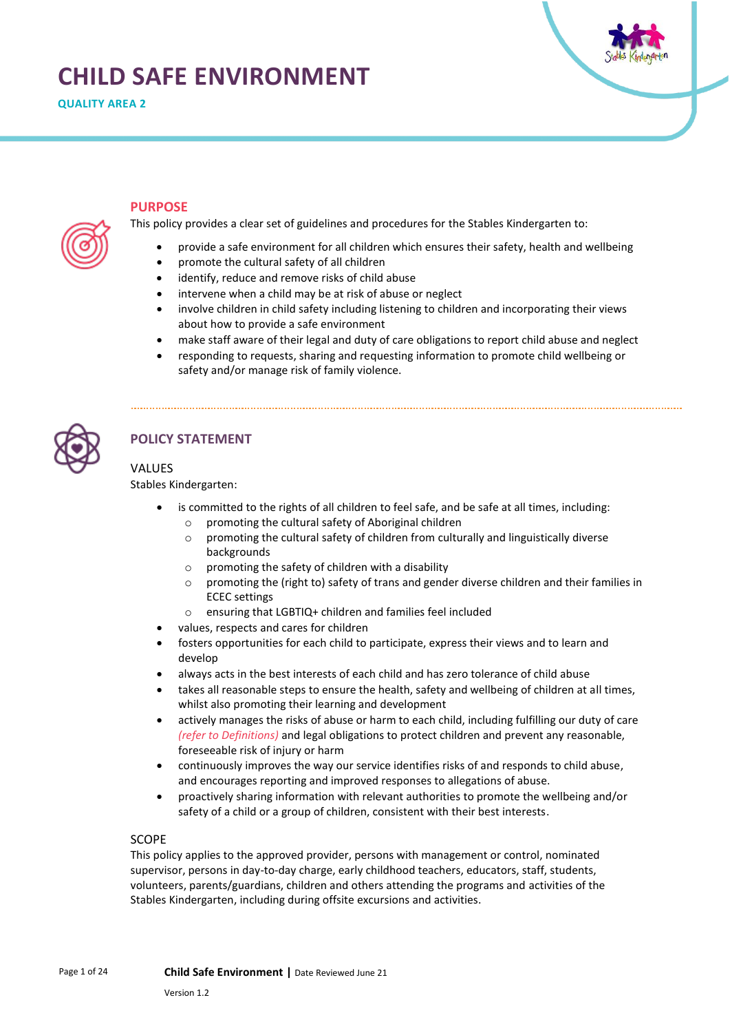# CHILD SAFE ENVIRONMENT

**QUALITY AREA 2**

## PURPOSE

This policy provides a clear set of guidelines and procedures for the Stables Kindergarten to:

- provide a safe environment for all children which ensures their safety, health and wellbeing
- promote the cultural safety of all children
- identify, reduce and remove risks of child abuse
- intervene when a child may be at risk of abuse or neglect
- involve children in child safety including listening to children and incorporating their views about how to provide a safe environment
- make staff aware of their legal and duty of care obligations to report child abuse and neglect
- responding to requests, sharing and requesting information to promote child wellbeing or safety and/or manage risk of family violence.

## POLICY STATEMENT

### VALUES

Stables Kindergarten:

- is committed to the rights of all children to feel safe, and be safe at all times, including:
  - promoting the cultural safety of Aboriginal children
  - promoting the cultural safety of children from culturally and linguistically diverse backgrounds
  - promoting the safety of children with a disability
  - promoting the (right to) safety of trans and gender diverse children and their families in ECEC settings
  - ensuring that LGBTIQ+ children and families feel included
- values, respects and cares for children
- fosters opportunities for each child to participate, express their views and to learn and develop
- always acts in the best interests of each child and has zero tolerance of child abuse
- takes all reasonable steps to ensure the health, safety and wellbeing of children at all times, whilst also promoting their learning and development
- actively manages the risks of abuse or harm to each child, including fulfilling our duty of care *(refer to Definitions)* and legal obligations to protect children and prevent any reasonable, foreseeable risk of injury or harm
- continuously improves the way our service identifies risks of and responds to child abuse, and encourages reporting and improved responses to allegations of abuse.
- proactively sharing information with relevant authorities to promote the wellbeing and/or safety of a child or a group of children, consistent with their best interests.

### SCOPE

This policy applies to the approved provider, persons with management or control, nominated supervisor, persons in day-to-day charge, early childhood teachers, educators, staff, students, volunteers, parents/guardians, children and others attending the programs and activities of the Stables Kindergarten, including during offsite excursions and activities.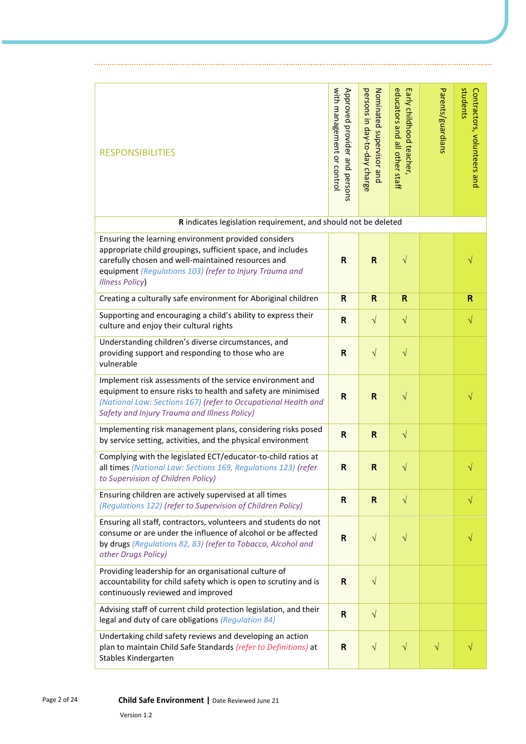| RESPONSIBILITIES | Approved provider and persons with management or control | Nominated supervisor and persons in day-to-day charge | Early childhood teacher, educators and all other staff | Parents/guardians | Contractors, volunteers and students |
|---|---|---|---|---|---|
| **R** indicates legislation requirement, and should not be deleted | | | | | |
| Ensuring the learning environment provided considers appropriate child groupings, sufficient space, and includes carefully chosen and well-maintained resources and equipment *(Regulations 103) (refer to Injury Trauma and Illness Policy)* | **R** | **R** | √ | | √ |
| Creating a culturally safe environment for Aboriginal children | **R** | **R** | **R** | | **R** |
| Supporting and encouraging a child's ability to express their culture and enjoy their cultural rights | **R** | √ | √ | | √ |
| Understanding children's diverse circumstances, and providing support and responding to those who are vulnerable | **R** | √ | √ | | |
| Implement risk assessments of the service environment and equipment to ensure risks to health and safety are minimised *(National Law: Sections 167) (refer to Occupational Health and Safety and Injury Trauma and Illness Policy)* | **R** | **R** | √ | | √ |
| Implementing risk management plans, considering risks posed by service setting, activities, and the physical environment | **R** | **R** | √ | | |
| Complying with the legislated ECT/educator-to-child ratios at all times *(National Law: Sections 169, Regulations 123) (refer to Supervision of Children Policy)* | **R** | **R** | √ | | √ |
| Ensuring children are actively supervised at all times *(Regulations 122) (refer to Supervision of Children Policy)* | **R** | **R** | √ | | √ |
| Ensuring all staff, contractors, volunteers and students do not consume or are under the influence of alcohol or be affected by drugs *(Regulations 82, 83) (refer to Tobacco, Alcohol and other Drugs Policy)* | **R** | √ | √ | | √ |
| Providing leadership for an organisational culture of accountability for child safety which is open to scrutiny and is continuously reviewed and improved | **R** | √ | | | |
| Advising staff of current child protection legislation, and their legal and duty of care obligations *(Regulation 84)* | **R** | √ | | | |
| Undertaking child safety reviews and developing an action plan to maintain Child Safe Standards *(refer to Definitions)* at Stables Kindergarten | **R** | √ | √ | √ | √ |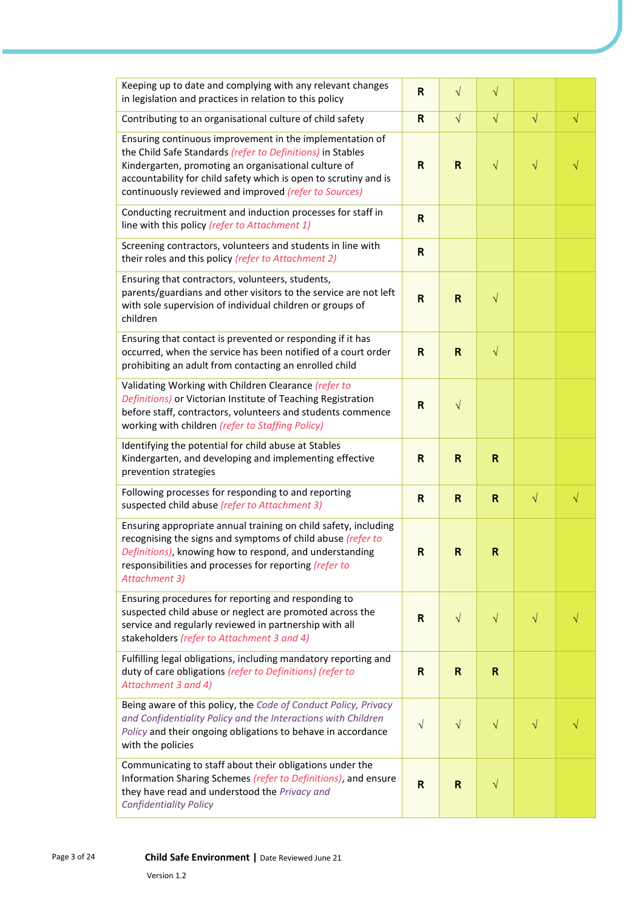| | | | | | |
|---|---|---|---|---|---|
| Keeping up to date and complying with any relevant changes in legislation and practices in relation to this policy | R | √ | √ | | |
| Contributing to an organisational culture of child safety | R | √ | √ | √ | √ |
| Ensuring continuous improvement in the implementation of the Child Safe Standards *(refer to Definitions)* in Stables Kindergarten, promoting an organisational culture of accountability for child safety which is open to scrutiny and is continuously reviewed and improved *(refer to Sources)* | R | R | √ | √ | √ |
| Conducting recruitment and induction processes for staff in line with this policy *(refer to Attachment 1)* | R | | | | |
| Screening contractors, volunteers and students in line with their roles and this policy *(refer to Attachment 2)* | R | | | | |
| Ensuring that contractors, volunteers, students, parents/guardians and other visitors to the service are not left with sole supervision of individual children or groups of children | R | R | √ | | |
| Ensuring that contact is prevented or responding if it has occurred, when the service has been notified of a court order prohibiting an adult from contacting an enrolled child | R | R | √ | | |
| Validating Working with Children Clearance *(refer to Definitions)* or Victorian Institute of Teaching Registration before staff, contractors, volunteers and students commence working with children *(refer to Staffing Policy)* | R | √ | | | |
| Identifying the potential for child abuse at Stables Kindergarten, and developing and implementing effective prevention strategies | R | R | R | | |
| Following processes for responding to and reporting suspected child abuse *(refer to Attachment 3)* | R | R | R | √ | √ |
| Ensuring appropriate annual training on child safety, including recognising the signs and symptoms of child abuse *(refer to Definitions)*, knowing how to respond, and understanding responsibilities and processes for reporting *(refer to Attachment 3)* | R | R | R | | |
| Ensuring procedures for reporting and responding to suspected child abuse or neglect are promoted across the service and regularly reviewed in partnership with all stakeholders *(refer to Attachment 3 and 4)* | R | √ | √ | √ | √ |
| Fulfilling legal obligations, including mandatory reporting and duty of care obligations *(refer to Definitions) (refer to Attachment 3 and 4)* | R | R | R | | |
| Being aware of this policy, the *Code of Conduct Policy, Privacy and Confidentiality Policy and the Interactions with Children Policy* and their ongoing obligations to behave in accordance with the policies | √ | √ | √ | √ | √ |
| Communicating to staff about their obligations under the Information Sharing Schemes *(refer to Definitions)*, and ensure they have read and understood the *Privacy and Confidentiality Policy* | R | R | √ | | |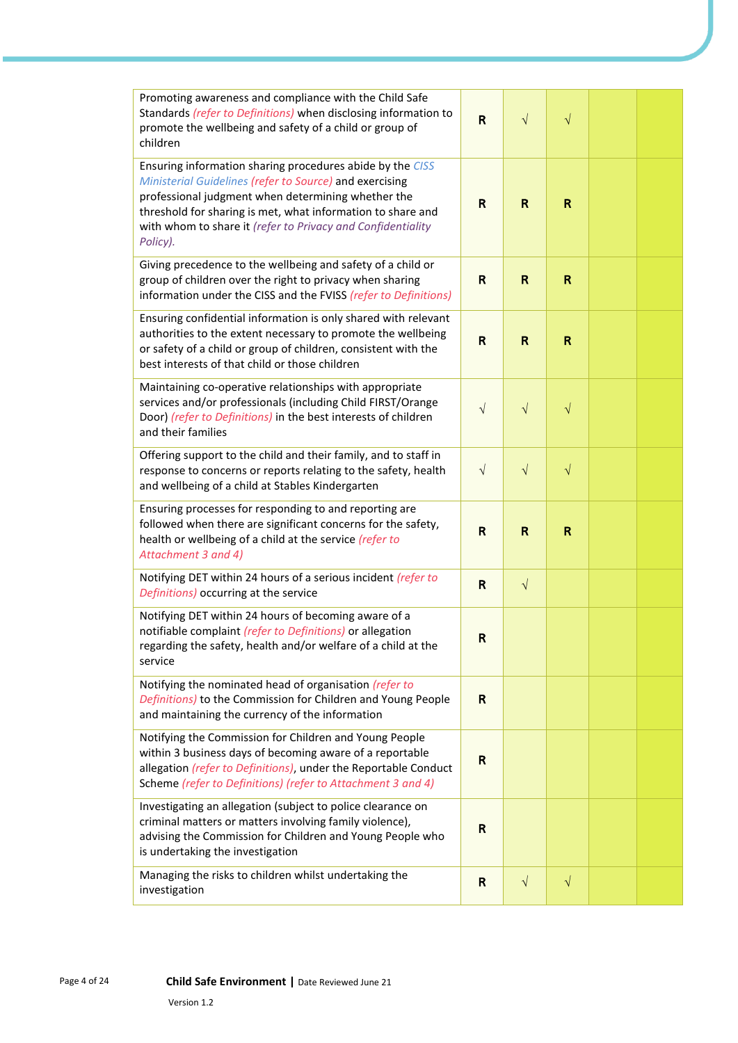| | | | | | |
|---|---|---|---|---|---|
| Promoting awareness and compliance with the Child Safe Standards *(refer to Definitions)* when disclosing information to promote the wellbeing and safety of a child or group of children | R | √ | √ | | |
| Ensuring information sharing procedures abide by the *CISS Ministerial Guidelines (refer to Source)* and exercising professional judgment when determining whether the threshold for sharing is met, what information to share and with whom to share it *(refer to Privacy and Confidentiality Policy).* | R | R | R | | |
| Giving precedence to the wellbeing and safety of a child or group of children over the right to privacy when sharing information under the CISS and the FVISS *(refer to Definitions)* | R | R | R | | |
| Ensuring confidential information is only shared with relevant authorities to the extent necessary to promote the wellbeing or safety of a child or group of children, consistent with the best interests of that child or those children | R | R | R | | |
| Maintaining co-operative relationships with appropriate services and/or professionals (including Child FIRST/Orange Door) *(refer to Definitions)* in the best interests of children and their families | √ | √ | √ | | |
| Offering support to the child and their family, and to staff in response to concerns or reports relating to the safety, health and wellbeing of a child at Stables Kindergarten | √ | √ | √ | | |
| Ensuring processes for responding to and reporting are followed when there are significant concerns for the safety, health or wellbeing of a child at the service *(refer to Attachment 3 and 4)* | R | R | R | | |
| Notifying DET within 24 hours of a serious incident *(refer to Definitions)* occurring at the service | R | √ | | | |
| Notifying DET within 24 hours of becoming aware of a notifiable complaint *(refer to Definitions)* or allegation regarding the safety, health and/or welfare of a child at the service | R | | | | |
| Notifying the nominated head of organisation *(refer to Definitions)* to the Commission for Children and Young People and maintaining the currency of the information | R | | | | |
| Notifying the Commission for Children and Young People within 3 business days of becoming aware of a reportable allegation *(refer to Definitions)*, under the Reportable Conduct Scheme *(refer to Definitions) (refer to Attachment 3 and 4)* | R | | | | |
| Investigating an allegation (subject to police clearance on criminal matters or matters involving family violence), advising the Commission for Children and Young People who is undertaking the investigation | R | | | | |
| Managing the risks to children whilst undertaking the investigation | R | √ | √ | | |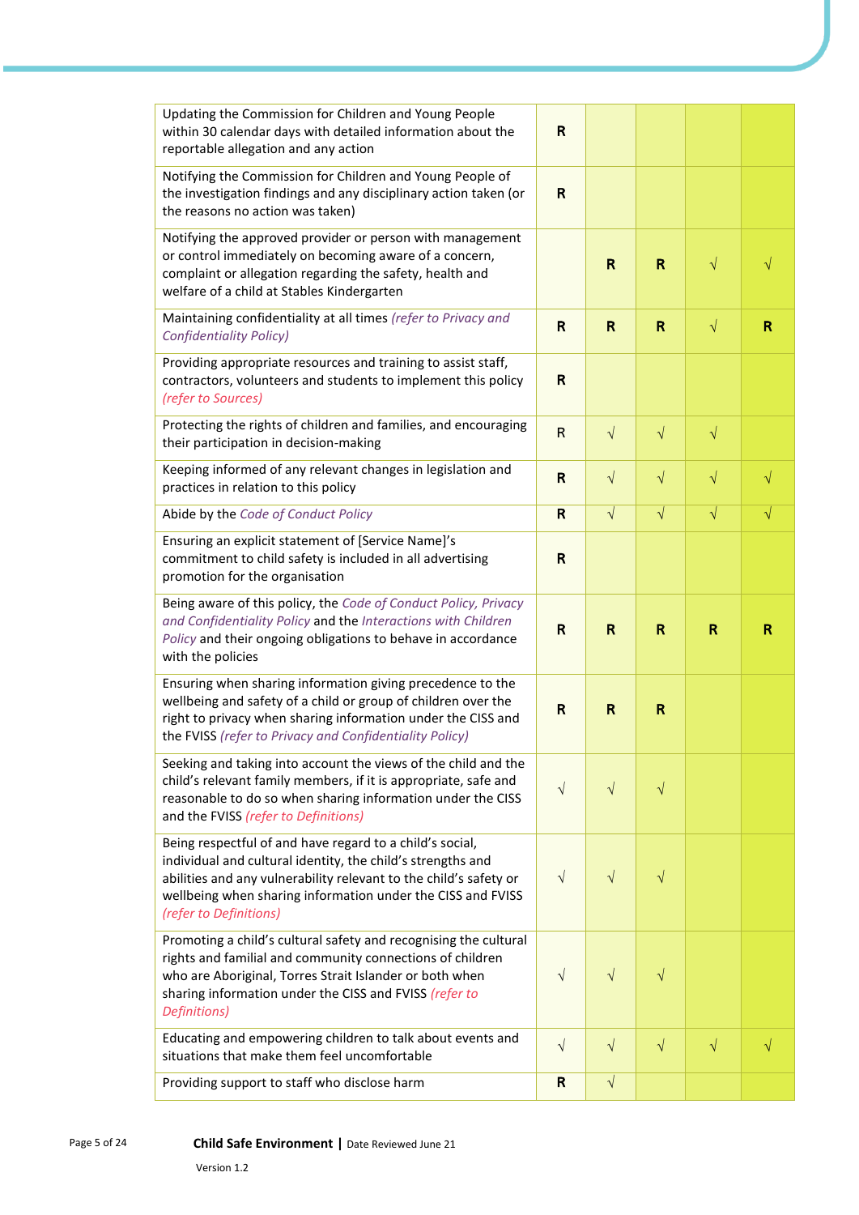| | | | | | |
|---|---|---|---|---|---|
| Updating the Commission for Children and Young People within 30 calendar days with detailed information about the reportable allegation and any action | R | | | | |
| Notifying the Commission for Children and Young People of the investigation findings and any disciplinary action taken (or the reasons no action was taken) | R | | | | |
| Notifying the approved provider or person with management or control immediately on becoming aware of a concern, complaint or allegation regarding the safety, health and welfare of a child at Stables Kindergarten | | R | R | √ | √ |
| Maintaining confidentiality at all times *(refer to Privacy and Confidentiality Policy)* | R | R | R | √ | R |
| Providing appropriate resources and training to assist staff, contractors, volunteers and students to implement this policy *(refer to Sources)* | R | | | | |
| Protecting the rights of children and families, and encouraging their participation in decision-making | R | √ | √ | √ | |
| Keeping informed of any relevant changes in legislation and practices in relation to this policy | R | √ | √ | √ | √ |
| Abide by the *Code of Conduct Policy* | R | √ | √ | √ | √ |
| Ensuring an explicit statement of [Service Name]'s commitment to child safety is included in all advertising promotion for the organisation | R | | | | |
| Being aware of this policy, the *Code of Conduct Policy, Privacy and Confidentiality Policy* and the *Interactions with Children Policy* and their ongoing obligations to behave in accordance with the policies | R | R | R | R | R |
| Ensuring when sharing information giving precedence to the wellbeing and safety of a child or group of children over the right to privacy when sharing information under the CISS and the FVISS *(refer to Privacy and Confidentiality Policy)* | R | R | R | | |
| Seeking and taking into account the views of the child and the child's relevant family members, if it is appropriate, safe and reasonable to do so when sharing information under the CISS and the FVISS *(refer to Definitions)* | √ | √ | √ | | |
| Being respectful of and have regard to a child's social, individual and cultural identity, the child's strengths and abilities and any vulnerability relevant to the child's safety or wellbeing when sharing information under the CISS and FVISS *(refer to Definitions)* | √ | √ | √ | | |
| Promoting a child's cultural safety and recognising the cultural rights and familial and community connections of children who are Aboriginal, Torres Strait Islander or both when sharing information under the CISS and FVISS *(refer to Definitions)* | √ | √ | √ | | |
| Educating and empowering children to talk about events and situations that make them feel uncomfortable | √ | √ | √ | √ | √ |
| Providing support to staff who disclose harm | R | √ | | | |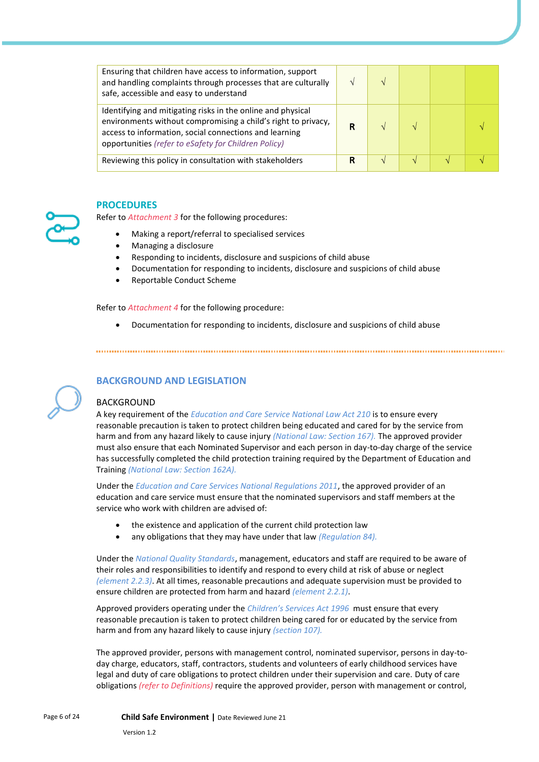| | | | | | |
|---|---|---|---|---|---|
| Ensuring that children have access to information, support and handling complaints through processes that are culturally safe, accessible and easy to understand | √ | √ | | | |
| Identifying and mitigating risks in the online and physical environments without compromising a child's right to privacy, access to information, social connections and learning opportunities *(refer to eSafety for Children Policy)* | **R** | √ | √ | | √ |
| Reviewing this policy in consultation with stakeholders | **R** | √ | √ | √ | √ |

## PROCEDURES

Refer to *Attachment 3* for the following procedures:

- Making a report/referral to specialised services
- Managing a disclosure
- Responding to incidents, disclosure and suspicions of child abuse
- Documentation for responding to incidents, disclosure and suspicions of child abuse
- Reportable Conduct Scheme

Refer to *Attachment 4* for the following procedure:

- Documentation for responding to incidents, disclosure and suspicions of child abuse

## BACKGROUND AND LEGISLATION

### BACKGROUND

A key requirement of the *Education and Care Service National Law Act 210* is to ensure every reasonable precaution is taken to protect children being educated and cared for by the service from harm and from any hazard likely to cause injury *(National Law: Section 167).* The approved provider must also ensure that each Nominated Supervisor and each person in day-to-day charge of the service has successfully completed the child protection training required by the Department of Education and Training *(National Law: Section 162A).*

Under the *Education and Care Services National Regulations 2011*, the approved provider of an education and care service must ensure that the nominated supervisors and staff members at the service who work with children are advised of:

- the existence and application of the current child protection law
- any obligations that they may have under that law *(Regulation 84).*

Under the *National Quality Standards*, management, educators and staff are required to be aware of their roles and responsibilities to identify and respond to every child at risk of abuse or neglect *(element 2.2.3)*. At all times, reasonable precautions and adequate supervision must be provided to ensure children are protected from harm and hazard *(element 2.2.1)*.

Approved providers operating under the *Children's Services Act 1996* must ensure that every reasonable precaution is taken to protect children being cared for or educated by the service from harm and from any hazard likely to cause injury *(section 107).*

The approved provider, persons with management control, nominated supervisor, persons in day-to-day charge, educators, staff, contractors, students and volunteers of early childhood services have legal and duty of care obligations to protect children under their supervision and care. Duty of care obligations *(refer to Definitions)* require the approved provider, person with management or control,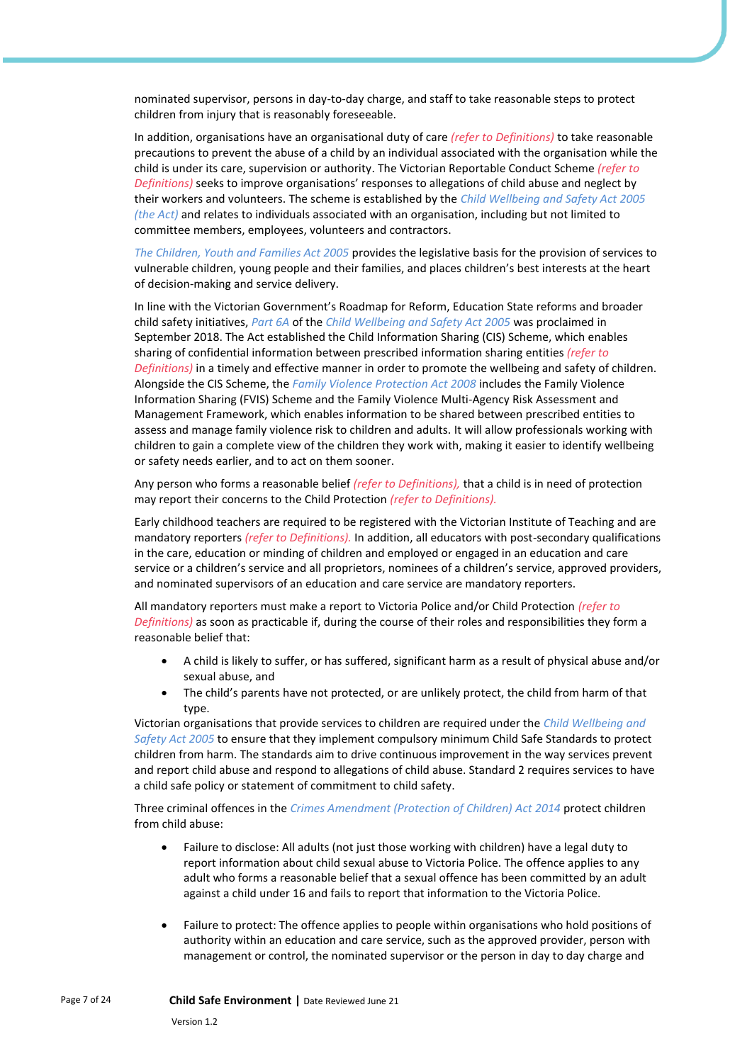nominated supervisor, persons in day-to-day charge, and staff to take reasonable steps to protect children from injury that is reasonably foreseeable.

In addition, organisations have an organisational duty of care *(refer to Definitions)* to take reasonable precautions to prevent the abuse of a child by an individual associated with the organisation while the child is under its care, supervision or authority. The Victorian Reportable Conduct Scheme *(refer to Definitions)* seeks to improve organisations' responses to allegations of child abuse and neglect by their workers and volunteers. The scheme is established by the *Child Wellbeing and Safety Act 2005 (the Act)* and relates to individuals associated with an organisation, including but not limited to committee members, employees, volunteers and contractors.

*The Children, Youth and Families Act 2005* provides the legislative basis for the provision of services to vulnerable children, young people and their families, and places children's best interests at the heart of decision-making and service delivery.

In line with the Victorian Government's Roadmap for Reform, Education State reforms and broader child safety initiatives, *Part 6A* of the *Child Wellbeing and Safety Act 2005* was proclaimed in September 2018. The Act established the Child Information Sharing (CIS) Scheme, which enables sharing of confidential information between prescribed information sharing entities *(refer to Definitions)* in a timely and effective manner in order to promote the wellbeing and safety of children. Alongside the CIS Scheme, the *Family Violence Protection Act 2008* includes the Family Violence Information Sharing (FVIS) Scheme and the Family Violence Multi-Agency Risk Assessment and Management Framework, which enables information to be shared between prescribed entities to assess and manage family violence risk to children and adults. It will allow professionals working with children to gain a complete view of the children they work with, making it easier to identify wellbeing or safety needs earlier, and to act on them sooner.

Any person who forms a reasonable belief *(refer to Definitions),* that a child is in need of protection may report their concerns to the Child Protection *(refer to Definitions).*

Early childhood teachers are required to be registered with the Victorian Institute of Teaching and are mandatory reporters *(refer to Definitions).* In addition, all educators with post-secondary qualifications in the care, education or minding of children and employed or engaged in an education and care service or a children's service and all proprietors, nominees of a children's service, approved providers, and nominated supervisors of an education and care service are mandatory reporters.

All mandatory reporters must make a report to Victoria Police and/or Child Protection *(refer to Definitions)* as soon as practicable if, during the course of their roles and responsibilities they form a reasonable belief that:

- A child is likely to suffer, or has suffered, significant harm as a result of physical abuse and/or sexual abuse, and
- The child's parents have not protected, or are unlikely protect, the child from harm of that type.

Victorian organisations that provide services to children are required under the *Child Wellbeing and Safety Act 2005* to ensure that they implement compulsory minimum Child Safe Standards to protect children from harm. The standards aim to drive continuous improvement in the way services prevent and report child abuse and respond to allegations of child abuse. Standard 2 requires services to have a child safe policy or statement of commitment to child safety.

Three criminal offences in the *Crimes Amendment (Protection of Children) Act 2014* protect children from child abuse:

- Failure to disclose: All adults (not just those working with children) have a legal duty to report information about child sexual abuse to Victoria Police. The offence applies to any adult who forms a reasonable belief that a sexual offence has been committed by an adult against a child under 16 and fails to report that information to the Victoria Police.

- Failure to protect: The offence applies to people within organisations who hold positions of authority within an education and care service, such as the approved provider, person with management or control, the nominated supervisor or the person in day to day charge and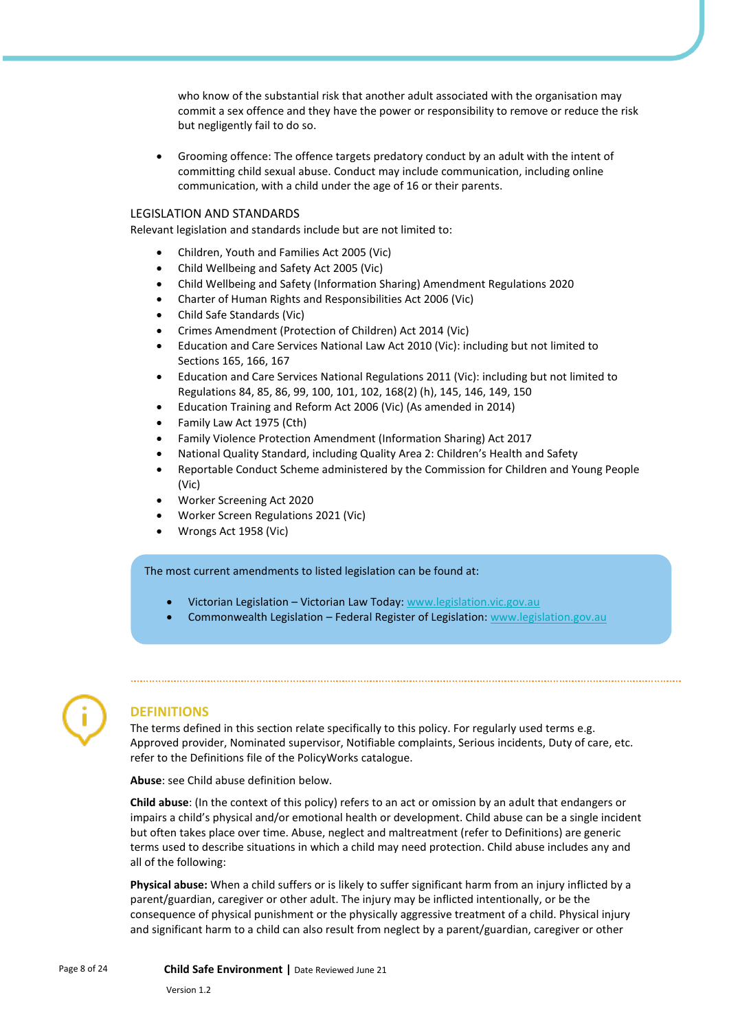who know of the substantial risk that another adult associated with the organisation may commit a sex offence and they have the power or responsibility to remove or reduce the risk but negligently fail to do so.

- Grooming offence: The offence targets predatory conduct by an adult with the intent of committing child sexual abuse. Conduct may include communication, including online communication, with a child under the age of 16 or their parents.

## LEGISLATION AND STANDARDS

Relevant legislation and standards include but are not limited to:

- Children, Youth and Families Act 2005 (Vic)
- Child Wellbeing and Safety Act 2005 (Vic)
- Child Wellbeing and Safety (Information Sharing) Amendment Regulations 2020
- Charter of Human Rights and Responsibilities Act 2006 (Vic)
- Child Safe Standards (Vic)
- Crimes Amendment (Protection of Children) Act 2014 (Vic)
- Education and Care Services National Law Act 2010 (Vic): including but not limited to Sections 165, 166, 167
- Education and Care Services National Regulations 2011 (Vic): including but not limited to Regulations 84, 85, 86, 99, 100, 101, 102, 168(2) (h), 145, 146, 149, 150
- Education Training and Reform Act 2006 (Vic) (As amended in 2014)
- Family Law Act 1975 (Cth)
- Family Violence Protection Amendment (Information Sharing) Act 2017
- National Quality Standard, including Quality Area 2: Children's Health and Safety
- Reportable Conduct Scheme administered by the Commission for Children and Young People (Vic)
- Worker Screening Act 2020
- Worker Screen Regulations 2021 (Vic)
- Wrongs Act 1958 (Vic)

The most current amendments to listed legislation can be found at:

- Victorian Legislation – Victorian Law Today: www.legislation.vic.gov.au
- Commonwealth Legislation – Federal Register of Legislation: www.legislation.gov.au

## DEFINITIONS

The terms defined in this section relate specifically to this policy. For regularly used terms e.g. Approved provider, Nominated supervisor, Notifiable complaints, Serious incidents, Duty of care, etc. refer to the Definitions file of the PolicyWorks catalogue.

**Abuse**: see Child abuse definition below.

**Child abuse**: (In the context of this policy) refers to an act or omission by an adult that endangers or impairs a child's physical and/or emotional health or development. Child abuse can be a single incident but often takes place over time. Abuse, neglect and maltreatment (refer to Definitions) are generic terms used to describe situations in which a child may need protection. Child abuse includes any and all of the following:

**Physical abuse:** When a child suffers or is likely to suffer significant harm from an injury inflicted by a parent/guardian, caregiver or other adult. The injury may be inflicted intentionally, or be the consequence of physical punishment or the physically aggressive treatment of a child. Physical injury and significant harm to a child can also result from neglect by a parent/guardian, caregiver or other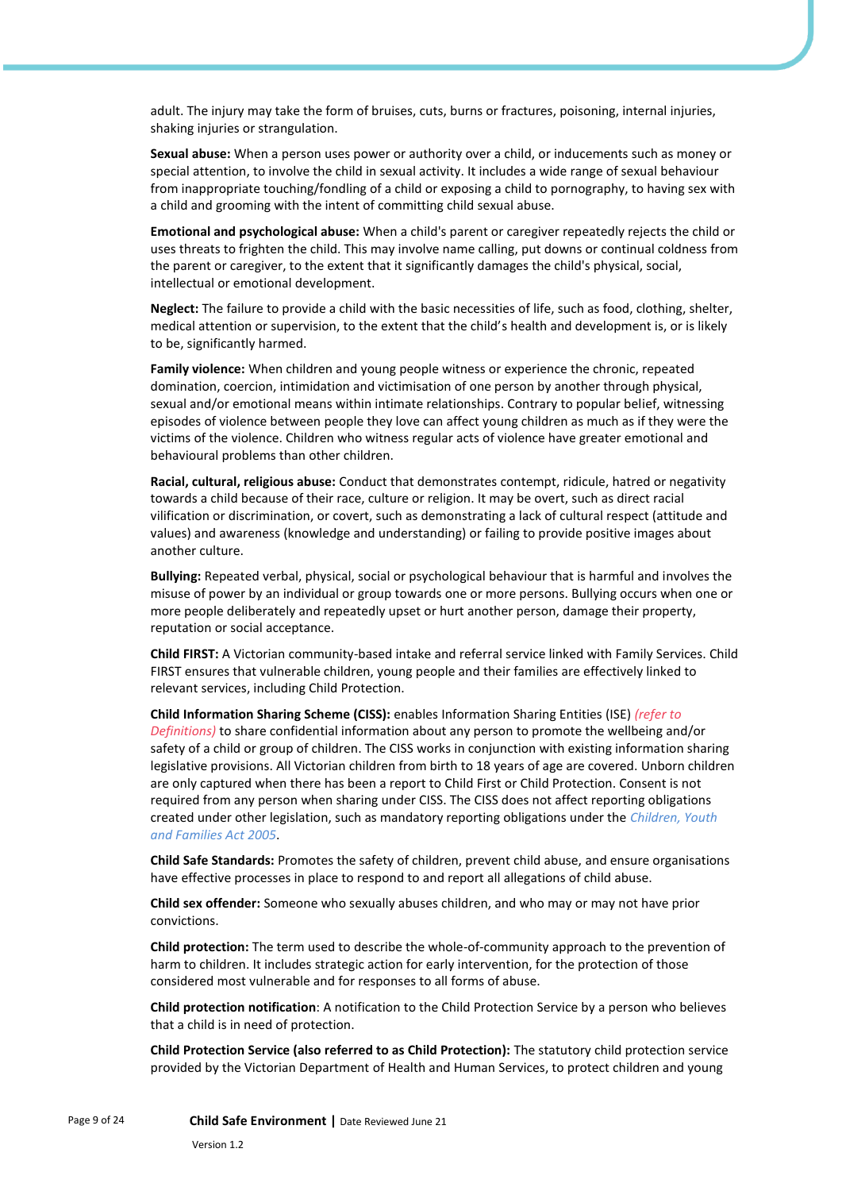adult. The injury may take the form of bruises, cuts, burns or fractures, poisoning, internal injuries, shaking injuries or strangulation.

**Sexual abuse:** When a person uses power or authority over a child, or inducements such as money or special attention, to involve the child in sexual activity. It includes a wide range of sexual behaviour from inappropriate touching/fondling of a child or exposing a child to pornography, to having sex with a child and grooming with the intent of committing child sexual abuse.

**Emotional and psychological abuse:** When a child's parent or caregiver repeatedly rejects the child or uses threats to frighten the child. This may involve name calling, put downs or continual coldness from the parent or caregiver, to the extent that it significantly damages the child's physical, social, intellectual or emotional development.

**Neglect:** The failure to provide a child with the basic necessities of life, such as food, clothing, shelter, medical attention or supervision, to the extent that the child's health and development is, or is likely to be, significantly harmed.

**Family violence:** When children and young people witness or experience the chronic, repeated domination, coercion, intimidation and victimisation of one person by another through physical, sexual and/or emotional means within intimate relationships. Contrary to popular belief, witnessing episodes of violence between people they love can affect young children as much as if they were the victims of the violence. Children who witness regular acts of violence have greater emotional and behavioural problems than other children.

**Racial, cultural, religious abuse:** Conduct that demonstrates contempt, ridicule, hatred or negativity towards a child because of their race, culture or religion. It may be overt, such as direct racial vilification or discrimination, or covert, such as demonstrating a lack of cultural respect (attitude and values) and awareness (knowledge and understanding) or failing to provide positive images about another culture.

**Bullying:** Repeated verbal, physical, social or psychological behaviour that is harmful and involves the misuse of power by an individual or group towards one or more persons. Bullying occurs when one or more people deliberately and repeatedly upset or hurt another person, damage their property, reputation or social acceptance.

**Child FIRST:** A Victorian community-based intake and referral service linked with Family Services. Child FIRST ensures that vulnerable children, young people and their families are effectively linked to relevant services, including Child Protection.

**Child Information Sharing Scheme (CISS):** enables Information Sharing Entities (ISE) *(refer to Definitions)* to share confidential information about any person to promote the wellbeing and/or safety of a child or group of children. The CISS works in conjunction with existing information sharing legislative provisions. All Victorian children from birth to 18 years of age are covered. Unborn children are only captured when there has been a report to Child First or Child Protection. Consent is not required from any person when sharing under CISS. The CISS does not affect reporting obligations created under other legislation, such as mandatory reporting obligations under the *Children, Youth and Families Act 2005*.

**Child Safe Standards:** Promotes the safety of children, prevent child abuse, and ensure organisations have effective processes in place to respond to and report all allegations of child abuse.

**Child sex offender:** Someone who sexually abuses children, and who may or may not have prior convictions.

**Child protection:** The term used to describe the whole-of-community approach to the prevention of harm to children. It includes strategic action for early intervention, for the protection of those considered most vulnerable and for responses to all forms of abuse.

**Child protection notification**: A notification to the Child Protection Service by a person who believes that a child is in need of protection.

**Child Protection Service (also referred to as Child Protection):** The statutory child protection service provided by the Victorian Department of Health and Human Services, to protect children and young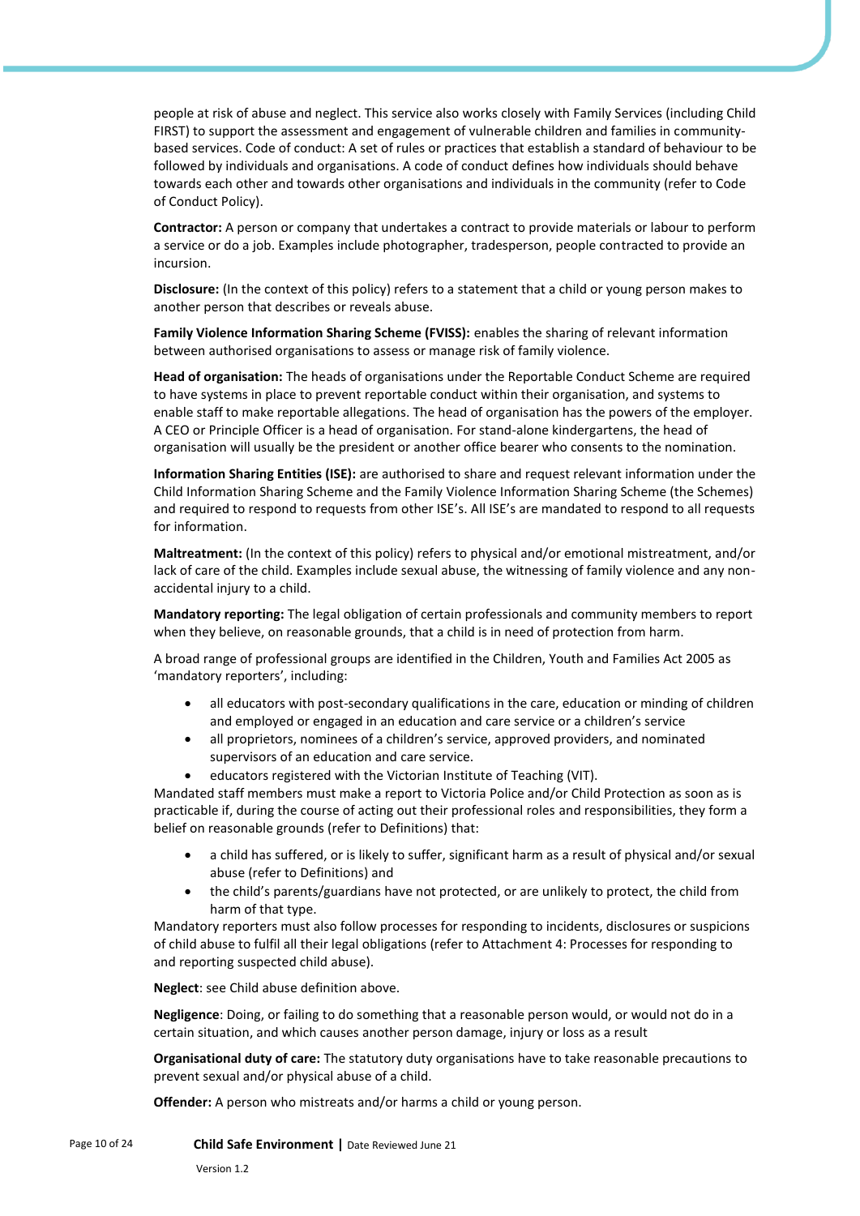people at risk of abuse and neglect. This service also works closely with Family Services (including Child FIRST) to support the assessment and engagement of vulnerable children and families in community-based services. Code of conduct: A set of rules or practices that establish a standard of behaviour to be followed by individuals and organisations. A code of conduct defines how individuals should behave towards each other and towards other organisations and individuals in the community (refer to Code of Conduct Policy).

**Contractor:** A person or company that undertakes a contract to provide materials or labour to perform a service or do a job. Examples include photographer, tradesperson, people contracted to provide an incursion.

**Disclosure:** (In the context of this policy) refers to a statement that a child or young person makes to another person that describes or reveals abuse.

**Family Violence Information Sharing Scheme (FVISS):** enables the sharing of relevant information between authorised organisations to assess or manage risk of family violence.

**Head of organisation:** The heads of organisations under the Reportable Conduct Scheme are required to have systems in place to prevent reportable conduct within their organisation, and systems to enable staff to make reportable allegations. The head of organisation has the powers of the employer. A CEO or Principle Officer is a head of organisation. For stand-alone kindergartens, the head of organisation will usually be the president or another office bearer who consents to the nomination.

**Information Sharing Entities (ISE):** are authorised to share and request relevant information under the Child Information Sharing Scheme and the Family Violence Information Sharing Scheme (the Schemes) and required to respond to requests from other ISE's. All ISE's are mandated to respond to all requests for information.

**Maltreatment:** (In the context of this policy) refers to physical and/or emotional mistreatment, and/or lack of care of the child. Examples include sexual abuse, the witnessing of family violence and any non-accidental injury to a child.

**Mandatory reporting:** The legal obligation of certain professionals and community members to report when they believe, on reasonable grounds, that a child is in need of protection from harm.

A broad range of professional groups are identified in the Children, Youth and Families Act 2005 as 'mandatory reporters', including:

- all educators with post-secondary qualifications in the care, education or minding of children and employed or engaged in an education and care service or a children's service
- all proprietors, nominees of a children's service, approved providers, and nominated supervisors of an education and care service.
- educators registered with the Victorian Institute of Teaching (VIT).

Mandated staff members must make a report to Victoria Police and/or Child Protection as soon as is practicable if, during the course of acting out their professional roles and responsibilities, they form a belief on reasonable grounds (refer to Definitions) that:

- a child has suffered, or is likely to suffer, significant harm as a result of physical and/or sexual abuse (refer to Definitions) and
- the child's parents/guardians have not protected, or are unlikely to protect, the child from harm of that type.

Mandatory reporters must also follow processes for responding to incidents, disclosures or suspicions of child abuse to fulfil all their legal obligations (refer to Attachment 4: Processes for responding to and reporting suspected child abuse).

**Neglect**: see Child abuse definition above.

**Negligence**: Doing, or failing to do something that a reasonable person would, or would not do in a certain situation, and which causes another person damage, injury or loss as a result

**Organisational duty of care:** The statutory duty organisations have to take reasonable precautions to prevent sexual and/or physical abuse of a child.

**Offender:** A person who mistreats and/or harms a child or young person.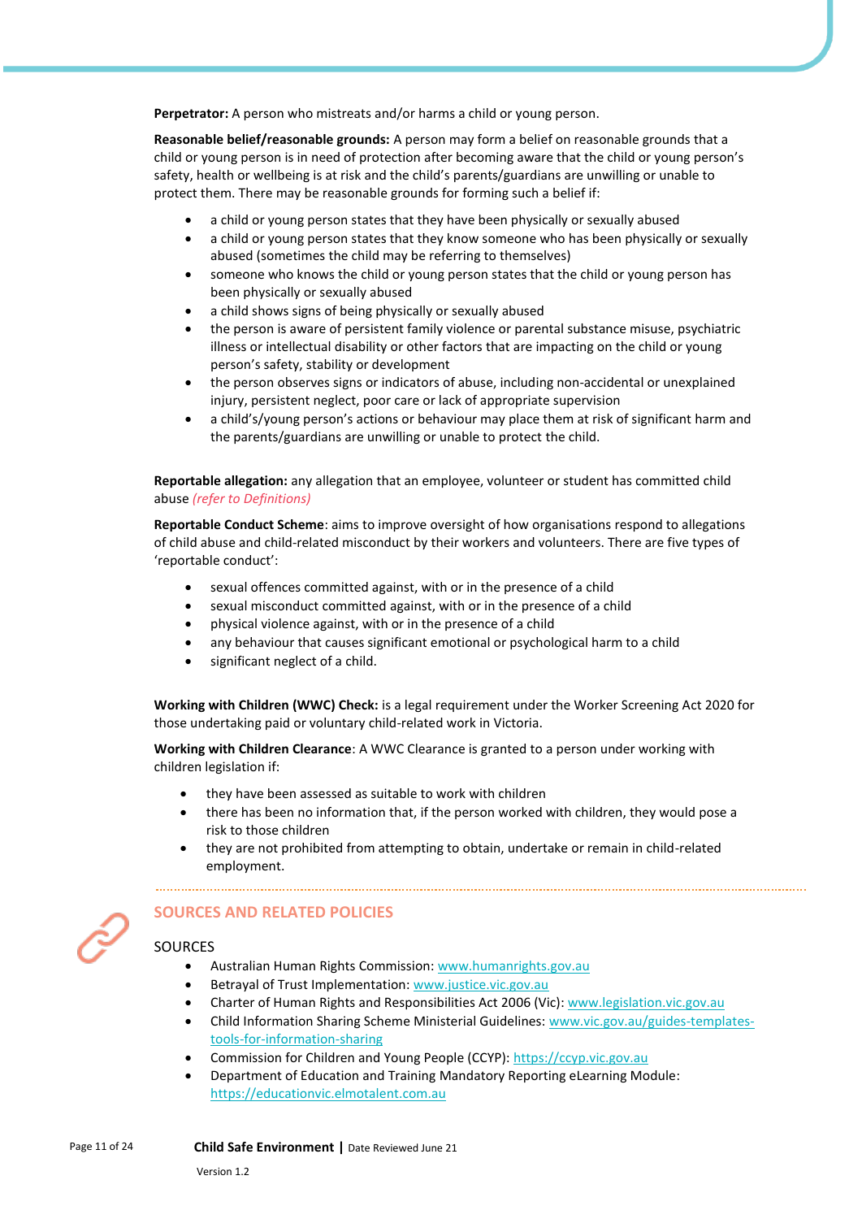**Perpetrator:** A person who mistreats and/or harms a child or young person.

**Reasonable belief/reasonable grounds:** A person may form a belief on reasonable grounds that a child or young person is in need of protection after becoming aware that the child or young person's safety, health or wellbeing is at risk and the child's parents/guardians are unwilling or unable to protect them. There may be reasonable grounds for forming such a belief if:

- a child or young person states that they have been physically or sexually abused
- a child or young person states that they know someone who has been physically or sexually abused (sometimes the child may be referring to themselves)
- someone who knows the child or young person states that the child or young person has been physically or sexually abused
- a child shows signs of being physically or sexually abused
- the person is aware of persistent family violence or parental substance misuse, psychiatric illness or intellectual disability or other factors that are impacting on the child or young person's safety, stability or development
- the person observes signs or indicators of abuse, including non-accidental or unexplained injury, persistent neglect, poor care or lack of appropriate supervision
- a child's/young person's actions or behaviour may place them at risk of significant harm and the parents/guardians are unwilling or unable to protect the child.

**Reportable allegation:** any allegation that an employee, volunteer or student has committed child abuse *(refer to Definitions)*

**Reportable Conduct Scheme**: aims to improve oversight of how organisations respond to allegations of child abuse and child-related misconduct by their workers and volunteers. There are five types of 'reportable conduct':

- sexual offences committed against, with or in the presence of a child
- sexual misconduct committed against, with or in the presence of a child
- physical violence against, with or in the presence of a child
- any behaviour that causes significant emotional or psychological harm to a child
- significant neglect of a child.

**Working with Children (WWC) Check:** is a legal requirement under the Worker Screening Act 2020 for those undertaking paid or voluntary child-related work in Victoria.

**Working with Children Clearance**: A WWC Clearance is granted to a person under working with children legislation if:

- they have been assessed as suitable to work with children
- there has been no information that, if the person worked with children, they would pose a risk to those children
- they are not prohibited from attempting to obtain, undertake or remain in child-related employment.

## SOURCES AND RELATED POLICIES

### SOURCES

- Australian Human Rights Commission: www.humanrights.gov.au
- Betrayal of Trust Implementation: www.justice.vic.gov.au
- Charter of Human Rights and Responsibilities Act 2006 (Vic): www.legislation.vic.gov.au
- Child Information Sharing Scheme Ministerial Guidelines: www.vic.gov.au/guides-templates-tools-for-information-sharing
- Commission for Children and Young People (CCYP): https://ccyp.vic.gov.au
- Department of Education and Training Mandatory Reporting eLearning Module: https://educationvic.elmotalent.com.au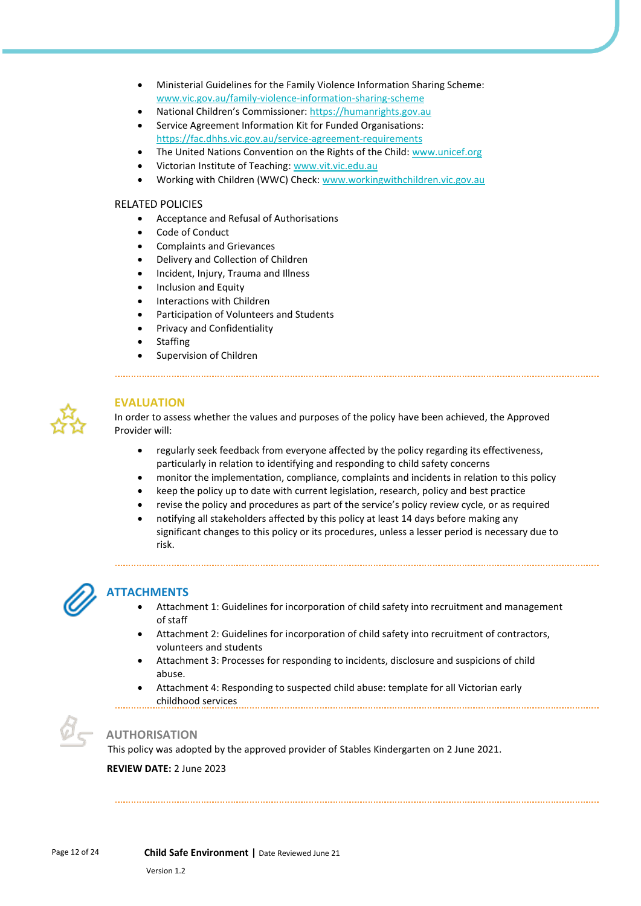- Ministerial Guidelines for the Family Violence Information Sharing Scheme: www.vic.gov.au/family-violence-information-sharing-scheme
- National Children's Commissioner: https://humanrights.gov.au
- Service Agreement Information Kit for Funded Organisations: https://fac.dhhs.vic.gov.au/service-agreement-requirements
- The United Nations Convention on the Rights of the Child: www.unicef.org
- Victorian Institute of Teaching: www.vit.vic.edu.au
- Working with Children (WWC) Check: www.workingwithchildren.vic.gov.au

RELATED POLICIES

- Acceptance and Refusal of Authorisations
- Code of Conduct
- Complaints and Grievances
- Delivery and Collection of Children
- Incident, Injury, Trauma and Illness
- Inclusion and Equity
- Interactions with Children
- Participation of Volunteers and Students
- Privacy and Confidentiality
- Staffing
- Supervision of Children

## EVALUATION

In order to assess whether the values and purposes of the policy have been achieved, the Approved Provider will:

- regularly seek feedback from everyone affected by the policy regarding its effectiveness, particularly in relation to identifying and responding to child safety concerns
- monitor the implementation, compliance, complaints and incidents in relation to this policy
- keep the policy up to date with current legislation, research, policy and best practice
- revise the policy and procedures as part of the service's policy review cycle, or as required
- notifying all stakeholders affected by this policy at least 14 days before making any significant changes to this policy or its procedures, unless a lesser period is necessary due to risk.

## ATTACHMENTS

- Attachment 1: Guidelines for incorporation of child safety into recruitment and management of staff
- Attachment 2: Guidelines for incorporation of child safety into recruitment of contractors, volunteers and students
- Attachment 3: Processes for responding to incidents, disclosure and suspicions of child abuse.
- Attachment 4: Responding to suspected child abuse: template for all Victorian early childhood services

## AUTHORISATION

This policy was adopted by the approved provider of Stables Kindergarten on 2 June 2021.

**REVIEW DATE:** 2 June 2023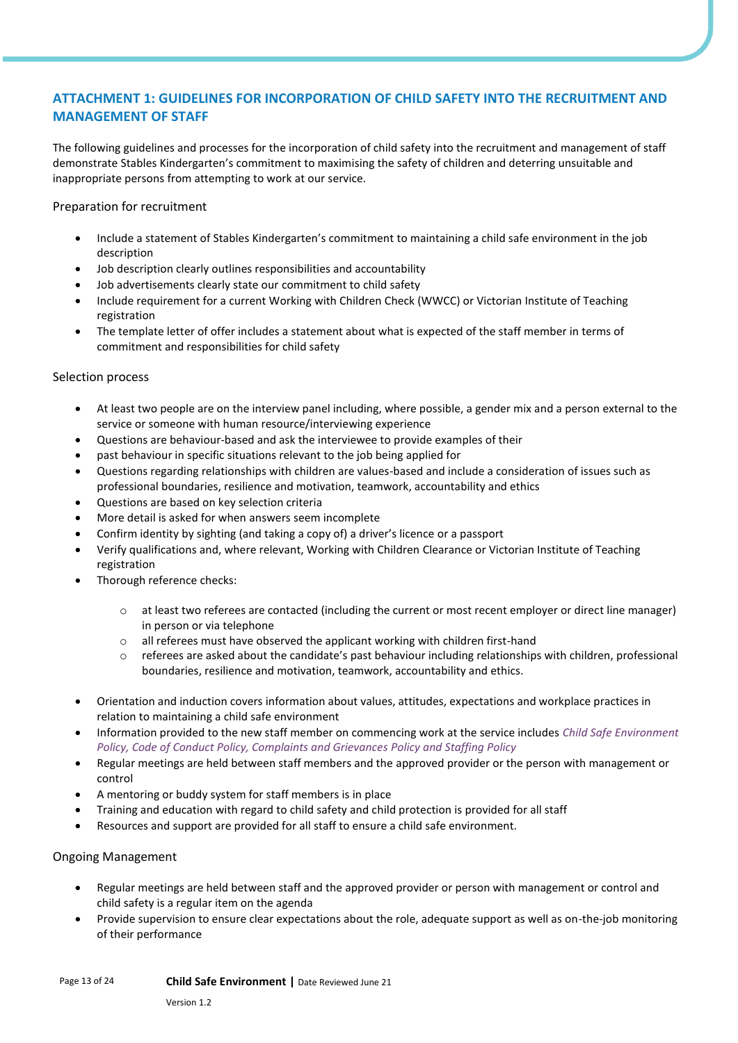## ATTACHMENT 1: GUIDELINES FOR INCORPORATION OF CHILD SAFETY INTO THE RECRUITMENT AND MANAGEMENT OF STAFF

The following guidelines and processes for the incorporation of child safety into the recruitment and management of staff demonstrate Stables Kindergarten's commitment to maximising the safety of children and deterring unsuitable and inappropriate persons from attempting to work at our service.

### Preparation for recruitment

- Include a statement of Stables Kindergarten's commitment to maintaining a child safe environment in the job description
- Job description clearly outlines responsibilities and accountability
- Job advertisements clearly state our commitment to child safety
- Include requirement for a current Working with Children Check (WWCC) or Victorian Institute of Teaching registration
- The template letter of offer includes a statement about what is expected of the staff member in terms of commitment and responsibilities for child safety

### Selection process

- At least two people are on the interview panel including, where possible, a gender mix and a person external to the service or someone with human resource/interviewing experience
- Questions are behaviour-based and ask the interviewee to provide examples of their
- past behaviour in specific situations relevant to the job being applied for
- Questions regarding relationships with children are values-based and include a consideration of issues such as professional boundaries, resilience and motivation, teamwork, accountability and ethics
- Questions are based on key selection criteria
- More detail is asked for when answers seem incomplete
- Confirm identity by sighting (and taking a copy of) a driver's licence or a passport
- Verify qualifications and, where relevant, Working with Children Clearance or Victorian Institute of Teaching registration
- Thorough reference checks:
  - at least two referees are contacted (including the current or most recent employer or direct line manager) in person or via telephone
  - all referees must have observed the applicant working with children first-hand
  - referees are asked about the candidate's past behaviour including relationships with children, professional boundaries, resilience and motivation, teamwork, accountability and ethics.
- Orientation and induction covers information about values, attitudes, expectations and workplace practices in relation to maintaining a child safe environment
- Information provided to the new staff member on commencing work at the service includes *Child Safe Environment Policy, Code of Conduct Policy, Complaints and Grievances Policy and Staffing Policy*
- Regular meetings are held between staff members and the approved provider or the person with management or control
- A mentoring or buddy system for staff members is in place
- Training and education with regard to child safety and child protection is provided for all staff
- Resources and support are provided for all staff to ensure a child safe environment.

### Ongoing Management

- Regular meetings are held between staff and the approved provider or person with management or control and child safety is a regular item on the agenda
- Provide supervision to ensure clear expectations about the role, adequate support as well as on-the-job monitoring of their performance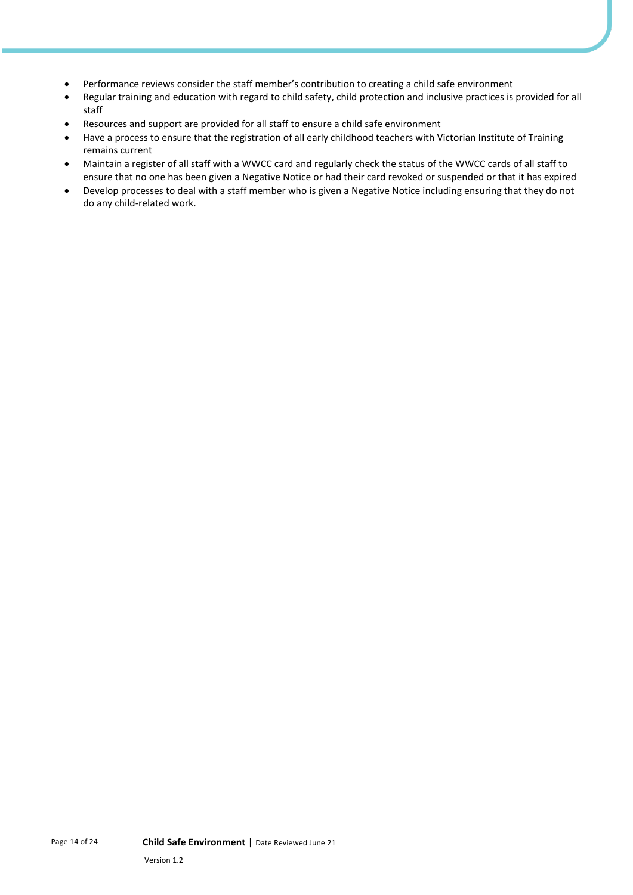- Performance reviews consider the staff member's contribution to creating a child safe environment
- Regular training and education with regard to child safety, child protection and inclusive practices is provided for all staff
- Resources and support are provided for all staff to ensure a child safe environment
- Have a process to ensure that the registration of all early childhood teachers with Victorian Institute of Training remains current
- Maintain a register of all staff with a WWCC card and regularly check the status of the WWCC cards of all staff to ensure that no one has been given a Negative Notice or had their card revoked or suspended or that it has expired
- Develop processes to deal with a staff member who is given a Negative Notice including ensuring that they do not do any child-related work.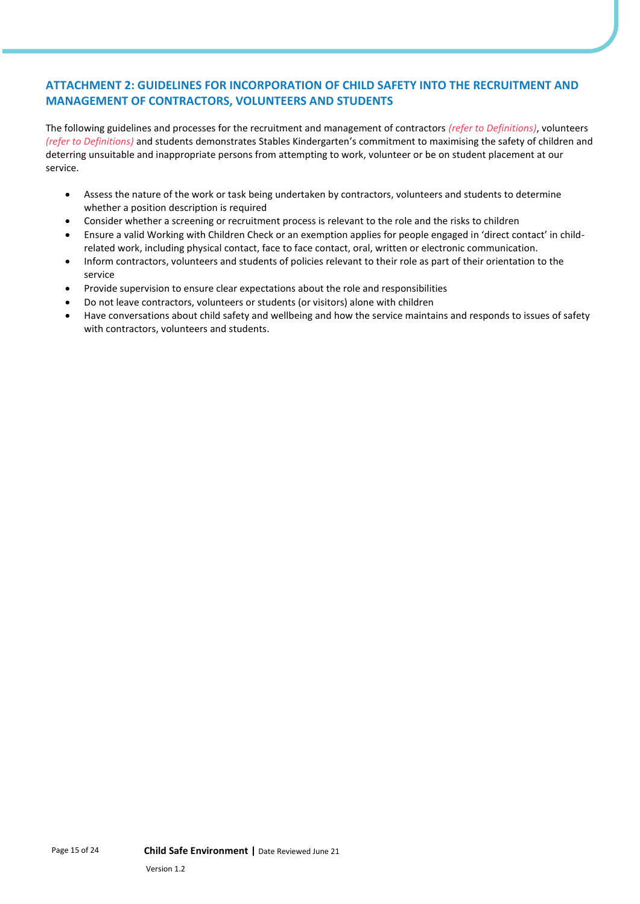## ATTACHMENT 2: GUIDELINES FOR INCORPORATION OF CHILD SAFETY INTO THE RECRUITMENT AND MANAGEMENT OF CONTRACTORS, VOLUNTEERS AND STUDENTS

The following guidelines and processes for the recruitment and management of contractors *(refer to Definitions)*, volunteers *(refer to Definitions)* and students demonstrates Stables Kindergarten's commitment to maximising the safety of children and deterring unsuitable and inappropriate persons from attempting to work, volunteer or be on student placement at our service.

- Assess the nature of the work or task being undertaken by contractors, volunteers and students to determine whether a position description is required
- Consider whether a screening or recruitment process is relevant to the role and the risks to children
- Ensure a valid Working with Children Check or an exemption applies for people engaged in 'direct contact' in child-related work, including physical contact, face to face contact, oral, written or electronic communication.
- Inform contractors, volunteers and students of policies relevant to their role as part of their orientation to the service
- Provide supervision to ensure clear expectations about the role and responsibilities
- Do not leave contractors, volunteers or students (or visitors) alone with children
- Have conversations about child safety and wellbeing and how the service maintains and responds to issues of safety with contractors, volunteers and students.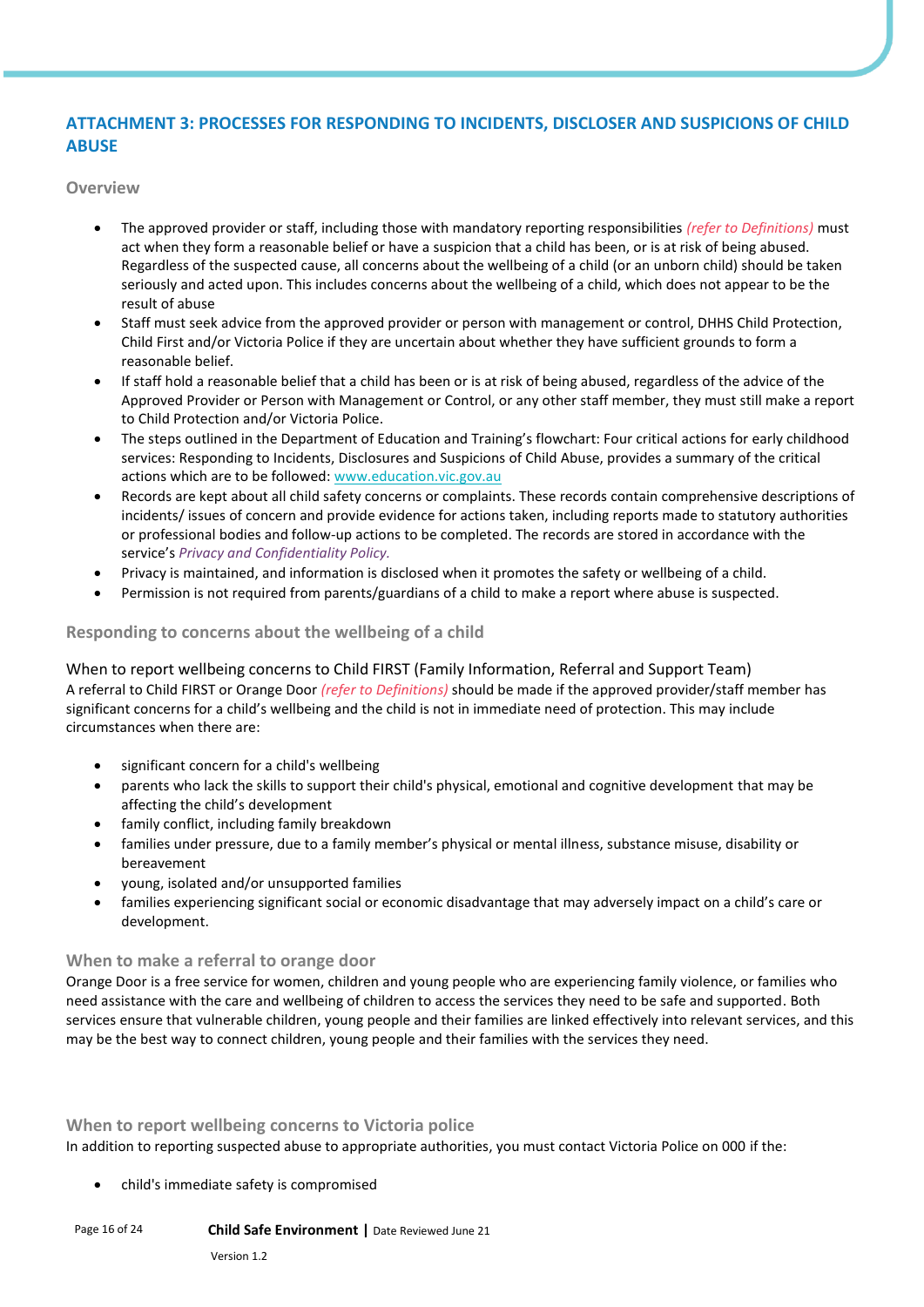## ATTACHMENT 3: PROCESSES FOR RESPONDING TO INCIDENTS, DISCLOSER AND SUSPICIONS OF CHILD ABUSE

### Overview

- The approved provider or staff, including those with mandatory reporting responsibilities *(refer to Definitions)* must act when they form a reasonable belief or have a suspicion that a child has been, or is at risk of being abused. Regardless of the suspected cause, all concerns about the wellbeing of a child (or an unborn child) should be taken seriously and acted upon. This includes concerns about the wellbeing of a child, which does not appear to be the result of abuse
- Staff must seek advice from the approved provider or person with management or control, DHHS Child Protection, Child First and/or Victoria Police if they are uncertain about whether they have sufficient grounds to form a reasonable belief.
- If staff hold a reasonable belief that a child has been or is at risk of being abused, regardless of the advice of the Approved Provider or Person with Management or Control, or any other staff member, they must still make a report to Child Protection and/or Victoria Police.
- The steps outlined in the Department of Education and Training's flowchart: Four critical actions for early childhood services: Responding to Incidents, Disclosures and Suspicions of Child Abuse, provides a summary of the critical actions which are to be followed: www.education.vic.gov.au
- Records are kept about all child safety concerns or complaints. These records contain comprehensive descriptions of incidents/ issues of concern and provide evidence for actions taken, including reports made to statutory authorities or professional bodies and follow-up actions to be completed. The records are stored in accordance with the service's *Privacy and Confidentiality Policy.*
- Privacy is maintained, and information is disclosed when it promotes the safety or wellbeing of a child.
- Permission is not required from parents/guardians of a child to make a report where abuse is suspected.

### Responding to concerns about the wellbeing of a child

#### When to report wellbeing concerns to Child FIRST (Family Information, Referral and Support Team)

A referral to Child FIRST or Orange Door *(refer to Definitions)* should be made if the approved provider/staff member has significant concerns for a child's wellbeing and the child is not in immediate need of protection. This may include circumstances when there are:

- significant concern for a child's wellbeing
- parents who lack the skills to support their child's physical, emotional and cognitive development that may be affecting the child's development
- family conflict, including family breakdown
- families under pressure, due to a family member's physical or mental illness, substance misuse, disability or bereavement
- young, isolated and/or unsupported families
- families experiencing significant social or economic disadvantage that may adversely impact on a child's care or development.

### When to make a referral to orange door

Orange Door is a free service for women, children and young people who are experiencing family violence, or families who need assistance with the care and wellbeing of children to access the services they need to be safe and supported. Both services ensure that vulnerable children, young people and their families are linked effectively into relevant services, and this may be the best way to connect children, young people and their families with the services they need.

### When to report wellbeing concerns to Victoria police

In addition to reporting suspected abuse to appropriate authorities, you must contact Victoria Police on 000 if the:

- child's immediate safety is compromised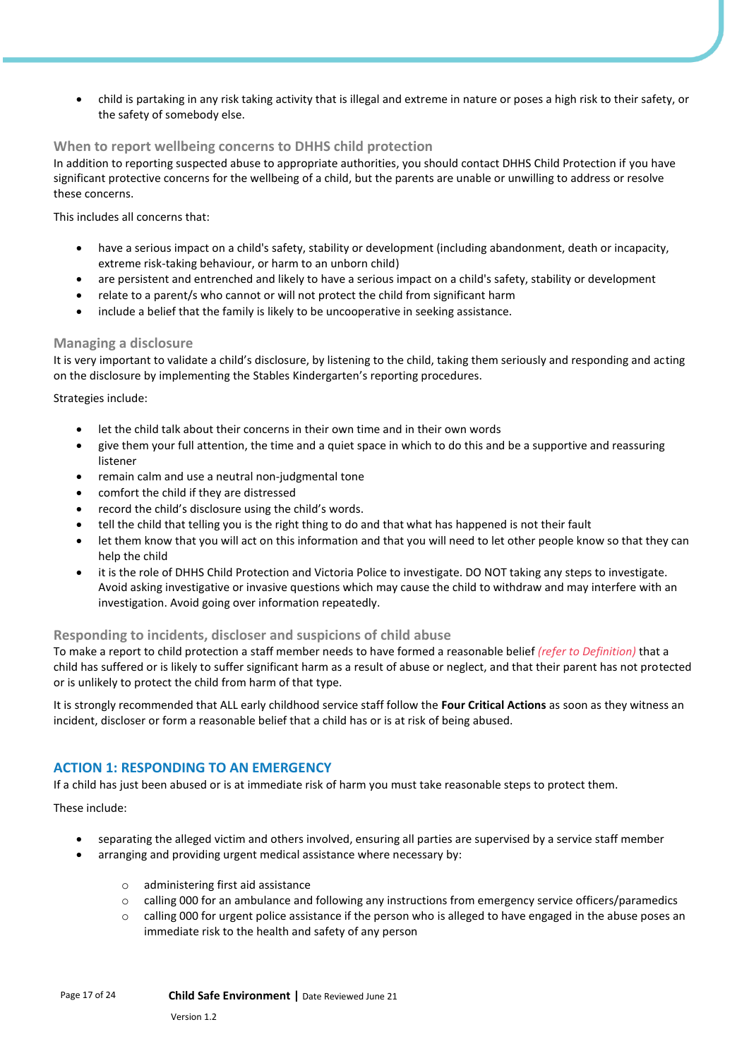- child is partaking in any risk taking activity that is illegal and extreme in nature or poses a high risk to their safety, or the safety of somebody else.

### When to report wellbeing concerns to DHHS child protection

In addition to reporting suspected abuse to appropriate authorities, you should contact DHHS Child Protection if you have significant protective concerns for the wellbeing of a child, but the parents are unable or unwilling to address or resolve these concerns.

This includes all concerns that:

- have a serious impact on a child's safety, stability or development (including abandonment, death or incapacity, extreme risk-taking behaviour, or harm to an unborn child)
- are persistent and entrenched and likely to have a serious impact on a child's safety, stability or development
- relate to a parent/s who cannot or will not protect the child from significant harm
- include a belief that the family is likely to be uncooperative in seeking assistance.

### Managing a disclosure

It is very important to validate a child's disclosure, by listening to the child, taking them seriously and responding and acting on the disclosure by implementing the Stables Kindergarten's reporting procedures.

Strategies include:

- let the child talk about their concerns in their own time and in their own words
- give them your full attention, the time and a quiet space in which to do this and be a supportive and reassuring listener
- remain calm and use a neutral non-judgmental tone
- comfort the child if they are distressed
- record the child's disclosure using the child's words.
- tell the child that telling you is the right thing to do and that what has happened is not their fault
- let them know that you will act on this information and that you will need to let other people know so that they can help the child
- it is the role of DHHS Child Protection and Victoria Police to investigate. DO NOT taking any steps to investigate. Avoid asking investigative or invasive questions which may cause the child to withdraw and may interfere with an investigation. Avoid going over information repeatedly.

### Responding to incidents, discloser and suspicions of child abuse

To make a report to child protection a staff member needs to have formed a reasonable belief *(refer to Definition)* that a child has suffered or is likely to suffer significant harm as a result of abuse or neglect, and that their parent has not protected or is unlikely to protect the child from harm of that type.

It is strongly recommended that ALL early childhood service staff follow the **Four Critical Actions** as soon as they witness an incident, discloser or form a reasonable belief that a child has or is at risk of being abused.

## ACTION 1: RESPONDING TO AN EMERGENCY

If a child has just been abused or is at immediate risk of harm you must take reasonable steps to protect them.

These include:

- separating the alleged victim and others involved, ensuring all parties are supervised by a service staff member
- arranging and providing urgent medical assistance where necessary by:
  - administering first aid assistance
  - calling 000 for an ambulance and following any instructions from emergency service officers/paramedics
  - calling 000 for urgent police assistance if the person who is alleged to have engaged in the abuse poses an immediate risk to the health and safety of any person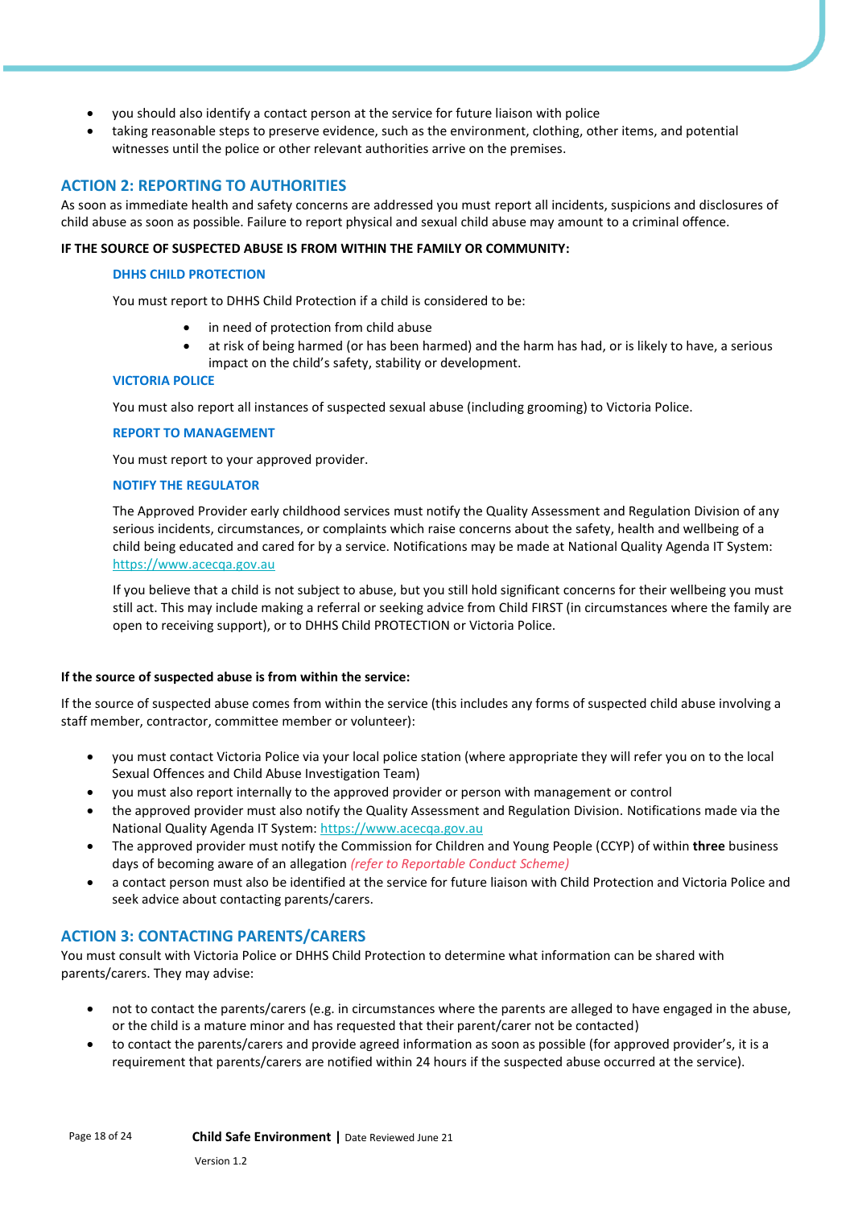- you should also identify a contact person at the service for future liaison with police
- taking reasonable steps to preserve evidence, such as the environment, clothing, other items, and potential witnesses until the police or other relevant authorities arrive on the premises.

## ACTION 2: REPORTING TO AUTHORITIES

As soon as immediate health and safety concerns are addressed you must report all incidents, suspicions and disclosures of child abuse as soon as possible. Failure to report physical and sexual child abuse may amount to a criminal offence.

**IF THE SOURCE OF SUSPECTED ABUSE IS FROM WITHIN THE FAMILY OR COMMUNITY:**

### DHHS CHILD PROTECTION

You must report to DHHS Child Protection if a child is considered to be:

- in need of protection from child abuse
- at risk of being harmed (or has been harmed) and the harm has had, or is likely to have, a serious impact on the child's safety, stability or development.

### VICTORIA POLICE

You must also report all instances of suspected sexual abuse (including grooming) to Victoria Police.

### REPORT TO MANAGEMENT

You must report to your approved provider.

### NOTIFY THE REGULATOR

The Approved Provider early childhood services must notify the Quality Assessment and Regulation Division of any serious incidents, circumstances, or complaints which raise concerns about the safety, health and wellbeing of a child being educated and cared for by a service. Notifications may be made at National Quality Agenda IT System: https://www.acecqa.gov.au

If you believe that a child is not subject to abuse, but you still hold significant concerns for their wellbeing you must still act. This may include making a referral or seeking advice from Child FIRST (in circumstances where the family are open to receiving support), or to DHHS Child PROTECTION or Victoria Police.

**If the source of suspected abuse is from within the service:**

If the source of suspected abuse comes from within the service (this includes any forms of suspected child abuse involving a staff member, contractor, committee member or volunteer):

- you must contact Victoria Police via your local police station (where appropriate they will refer you on to the local Sexual Offences and Child Abuse Investigation Team)
- you must also report internally to the approved provider or person with management or control
- the approved provider must also notify the Quality Assessment and Regulation Division. Notifications made via the National Quality Agenda IT System: https://www.acecqa.gov.au
- The approved provider must notify the Commission for Children and Young People (CCYP) of within **three** business days of becoming aware of an allegation *(refer to Reportable Conduct Scheme)*
- a contact person must also be identified at the service for future liaison with Child Protection and Victoria Police and seek advice about contacting parents/carers.

## ACTION 3: CONTACTING PARENTS/CARERS

You must consult with Victoria Police or DHHS Child Protection to determine what information can be shared with parents/carers. They may advise:

- not to contact the parents/carers (e.g. in circumstances where the parents are alleged to have engaged in the abuse, or the child is a mature minor and has requested that their parent/carer not be contacted)
- to contact the parents/carers and provide agreed information as soon as possible (for approved provider's, it is a requirement that parents/carers are notified within 24 hours if the suspected abuse occurred at the service).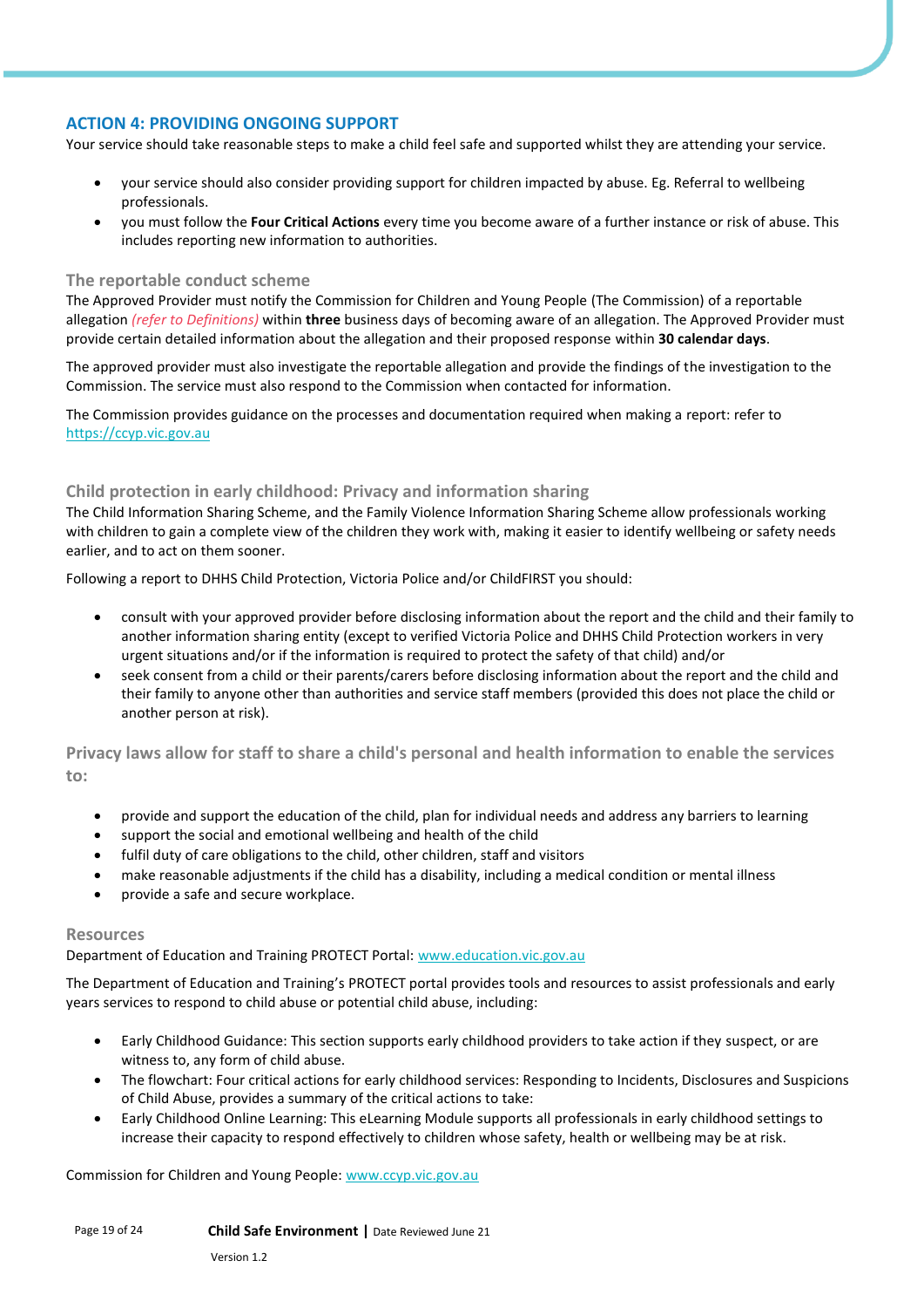## ACTION 4: PROVIDING ONGOING SUPPORT

Your service should take reasonable steps to make a child feel safe and supported whilst they are attending your service.

- your service should also consider providing support for children impacted by abuse. Eg. Referral to wellbeing professionals.
- you must follow the **Four Critical Actions** every time you become aware of a further instance or risk of abuse. This includes reporting new information to authorities.

### The reportable conduct scheme

The Approved Provider must notify the Commission for Children and Young People (The Commission) of a reportable allegation *(refer to Definitions)* within **three** business days of becoming aware of an allegation. The Approved Provider must provide certain detailed information about the allegation and their proposed response within **30 calendar days**.

The approved provider must also investigate the reportable allegation and provide the findings of the investigation to the Commission. The service must also respond to the Commission when contacted for information.

The Commission provides guidance on the processes and documentation required when making a report: refer to https://ccyp.vic.gov.au

### Child protection in early childhood: Privacy and information sharing

The Child Information Sharing Scheme, and the Family Violence Information Sharing Scheme allow professionals working with children to gain a complete view of the children they work with, making it easier to identify wellbeing or safety needs earlier, and to act on them sooner.

Following a report to DHHS Child Protection, Victoria Police and/or ChildFIRST you should:

- consult with your approved provider before disclosing information about the report and the child and their family to another information sharing entity (except to verified Victoria Police and DHHS Child Protection workers in very urgent situations and/or if the information is required to protect the safety of that child) and/or
- seek consent from a child or their parents/carers before disclosing information about the report and the child and their family to anyone other than authorities and service staff members (provided this does not place the child or another person at risk).

### Privacy laws allow for staff to share a child's personal and health information to enable the services to:

- provide and support the education of the child, plan for individual needs and address any barriers to learning
- support the social and emotional wellbeing and health of the child
- fulfil duty of care obligations to the child, other children, staff and visitors
- make reasonable adjustments if the child has a disability, including a medical condition or mental illness
- provide a safe and secure workplace.

### Resources

Department of Education and Training PROTECT Portal: www.education.vic.gov.au

The Department of Education and Training's PROTECT portal provides tools and resources to assist professionals and early years services to respond to child abuse or potential child abuse, including:

- Early Childhood Guidance: This section supports early childhood providers to take action if they suspect, or are witness to, any form of child abuse.
- The flowchart: Four critical actions for early childhood services: Responding to Incidents, Disclosures and Suspicions of Child Abuse, provides a summary of the critical actions to take:
- Early Childhood Online Learning: This eLearning Module supports all professionals in early childhood settings to increase their capacity to respond effectively to children whose safety, health or wellbeing may be at risk.

Commission for Children and Young People: www.ccyp.vic.gov.au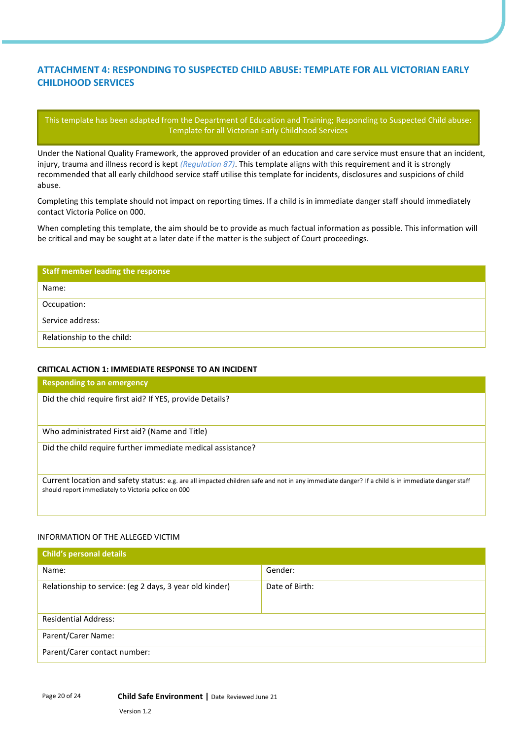## ATTACHMENT 4: RESPONDING TO SUSPECTED CHILD ABUSE: TEMPLATE FOR ALL VICTORIAN EARLY CHILDHOOD SERVICES

This template has been adapted from the Department of Education and Training; Responding to Suspected Child abuse: Template for all Victorian Early Childhood Services

Under the National Quality Framework, the approved provider of an education and care service must ensure that an incident, injury, trauma and illness record is kept *(Regulation 87)*. This template aligns with this requirement and it is strongly recommended that all early childhood service staff utilise this template for incidents, disclosures and suspicions of child abuse.

Completing this template should not impact on reporting times. If a child is in immediate danger staff should immediately contact Victoria Police on 000.

When completing this template, the aim should be to provide as much factual information as possible. This information will be critical and may be sought at a later date if the matter is the subject of Court proceedings.

| **Staff member leading the response** |
|---|
| Name: |
| Occupation: |
| Service address: |
| Relationship to the child: |

**CRITICAL ACTION 1: IMMEDIATE RESPONSE TO AN INCIDENT**

| **Responding to an emergency** |
|---|
| Did the chid require first aid? If YES, provide Details? |
| Who administrated First aid? (Name and Title) |
| Did the child require further immediate medical assistance? |
| Current location and safety status: e.g. are all impacted children safe and not in any immediate danger? If a child is in immediate danger staff should report immediately to Victoria police on 000 |

INFORMATION OF THE ALLEGED VICTIM

| **Child's personal details** | |
|---|---|
| Name: | Gender: |
| Relationship to service: (eg 2 days, 3 year old kinder) | Date of Birth: |
| Residential Address: | |
| Parent/Carer Name: | |
| Parent/Carer contact number: | |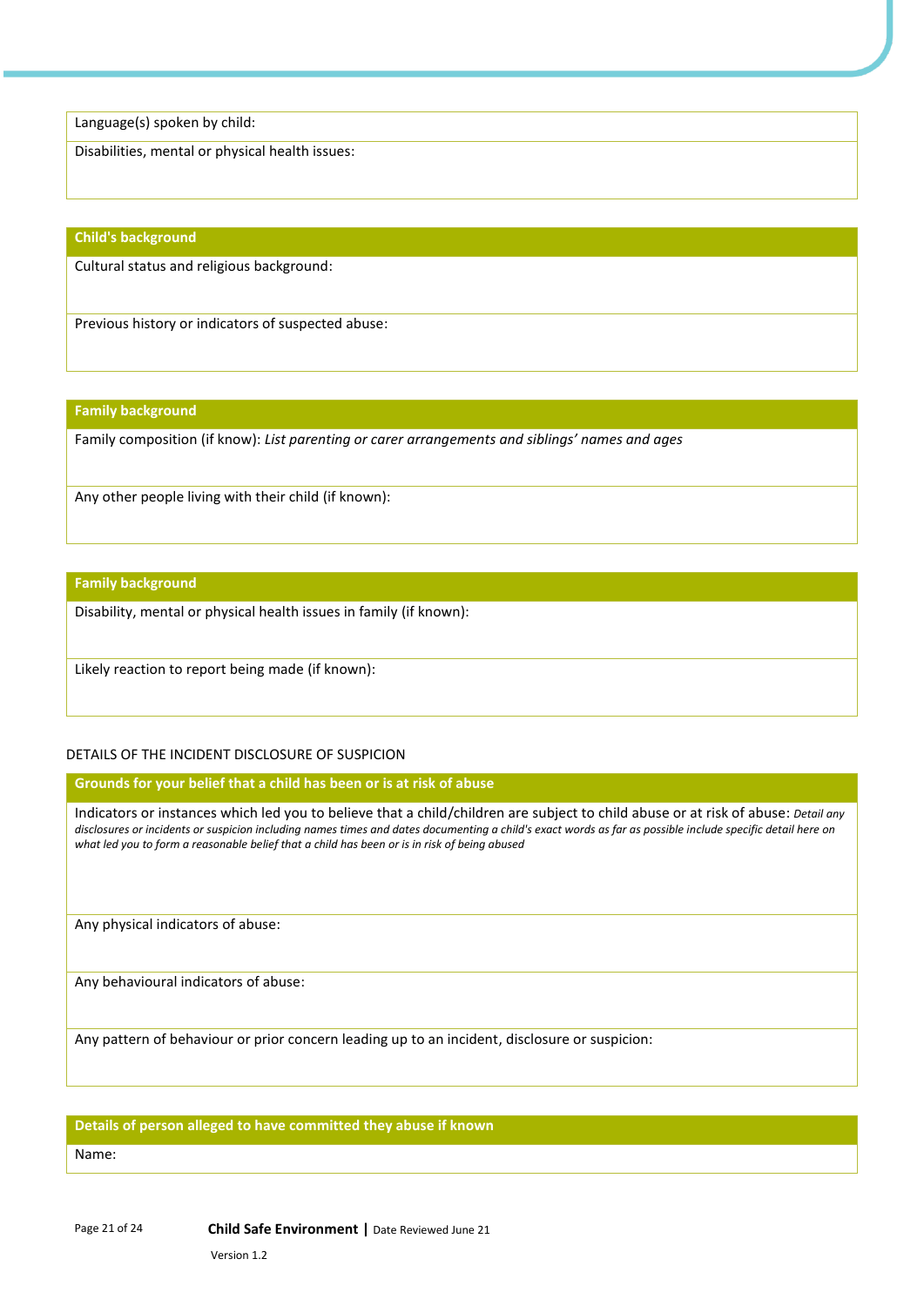| Language(s) spoken by child: |
|---|
| Disabilities, mental or physical health issues: |

| **Child's background** |
|---|
| Cultural status and religious background: |
| Previous history or indicators of suspected abuse: |

| **Family background** |
|---|
| Family composition (if know): *List parenting or carer arrangements and siblings' names and ages* |
| Any other people living with their child (if known): |

| **Family background** |
|---|
| Disability, mental or physical health issues in family (if known): |
| Likely reaction to report being made (if known): |

DETAILS OF THE INCIDENT DISCLOSURE OF SUSPICION

| **Grounds for your belief that a child has been or is at risk of abuse** |
|---|
| Indicators or instances which led you to believe that a child/children are subject to child abuse or at risk of abuse: *Detail any disclosures or incidents or suspicion including names times and dates documenting a child's exact words as far as possible include specific detail here on what led you to form a reasonable belief that a child has been or is in risk of being abused* |
| Any physical indicators of abuse: |
| Any behavioural indicators of abuse: |
| Any pattern of behaviour or prior concern leading up to an incident, disclosure or suspicion: |

| **Details of person alleged to have committed they abuse if known** |
|---|
| Name: |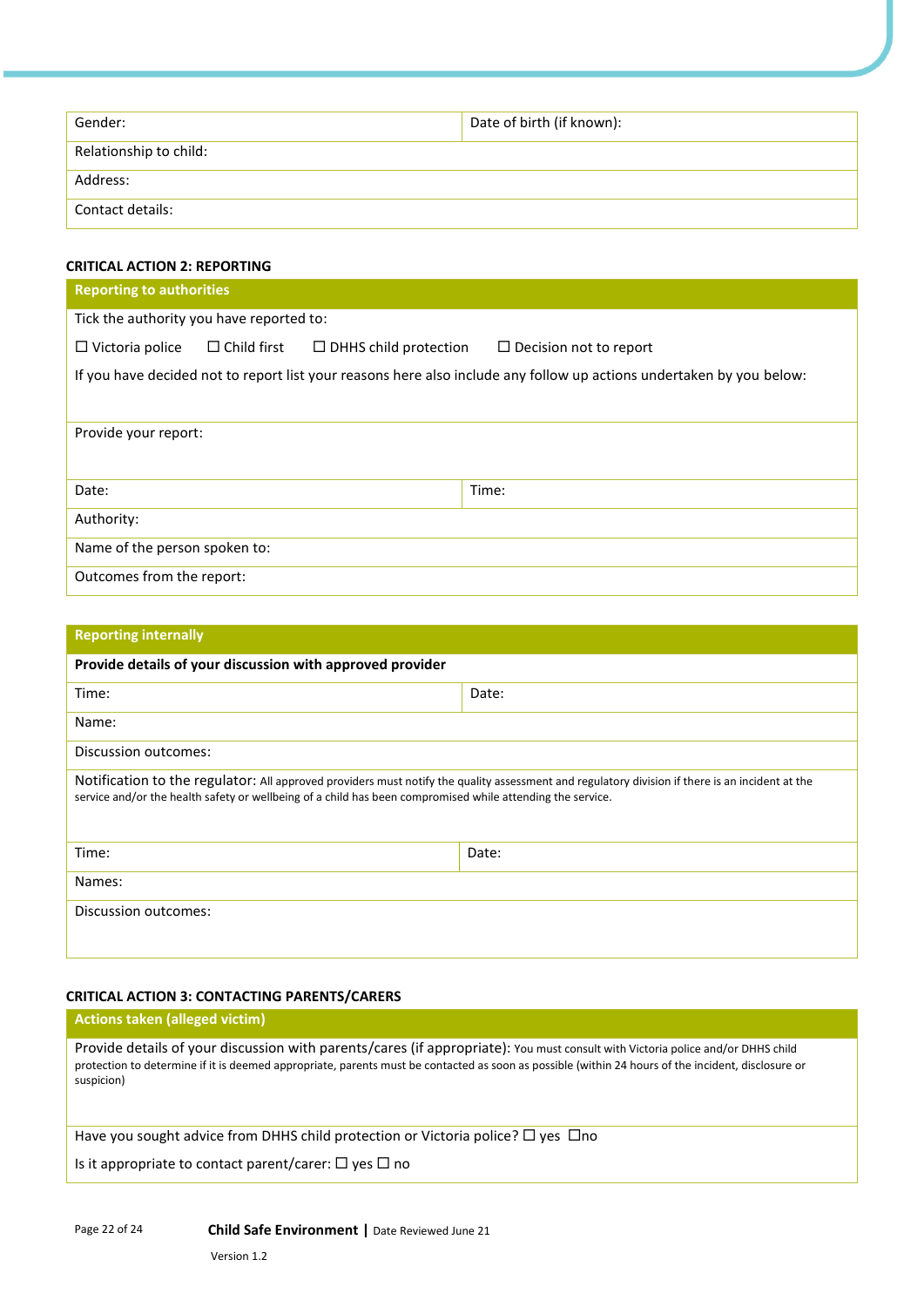| Gender: | Date of birth (if known): |
| --- | --- |
| Relationship to child: | |
| Address: | |
| Contact details: | |

**CRITICAL ACTION 2: REPORTING**

| **Reporting to authorities** | |
| --- | --- |
| Tick the authority you have reported to:<br><br>☐ Victoria police ☐ Child first ☐ DHHS child protection ☐ Decision not to report<br><br>If you have decided not to report list your reasons here also include any follow up actions undertaken by you below: | |
| Provide your report: | |
| Date: | Time: |
| Authority: | |
| Name of the person spoken to: | |
| Outcomes from the report: | |

| **Reporting internally** | |
| --- | --- |
| **Provide details of your discussion with approved provider** | |
| Time: | Date: |
| Name: | |
| Discussion outcomes: | |
| Notification to the regulator: All approved providers must notify the quality assessment and regulatory division if there is an incident at the service and/or the health safety or wellbeing of a child has been compromised while attending the service. | |
| Time: | Date: |
| Names: | |
| Discussion outcomes: | |

**CRITICAL ACTION 3: CONTACTING PARENTS/CARERS**

| **Actions taken (alleged victim)** |
| --- |
| Provide details of your discussion with parents/cares (if appropriate): You must consult with Victoria police and/or DHHS child protection to determine if it is deemed appropriate, parents must be contacted as soon as possible (within 24 hours of the incident, disclosure or suspicion) |
| Have you sought advice from DHHS child protection or Victoria police? ☐ yes ☐no<br><br>Is it appropriate to contact parent/carer: ☐ yes ☐ no |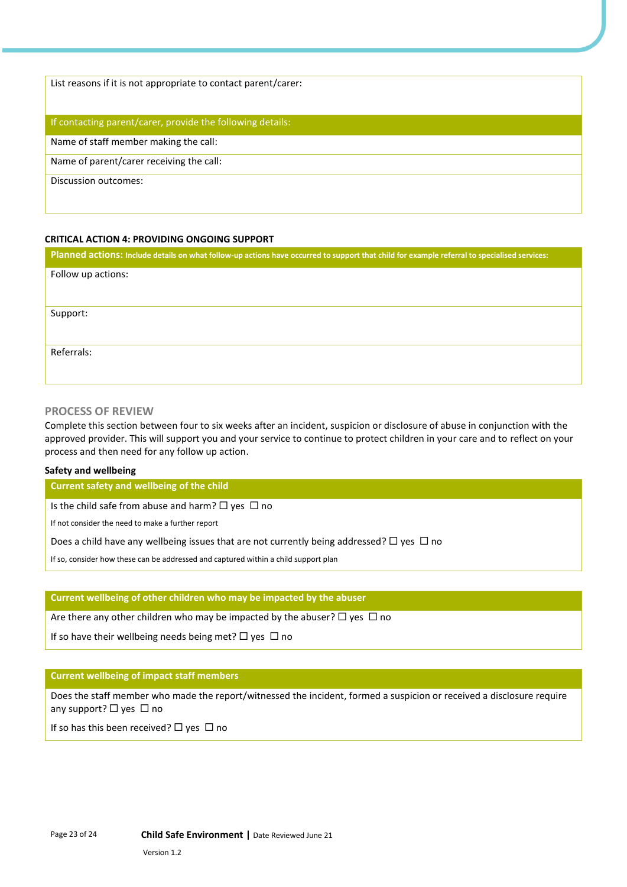| List reasons if it is not appropriate to contact parent/carer: |
| --- |
| **If contacting parent/carer, provide the following details:** |
| Name of staff member making the call: |
| Name of parent/carer receiving the call: |
| Discussion outcomes: |

**CRITICAL ACTION 4: PROVIDING ONGOING SUPPORT**

| **Planned actions:** Include details on what follow-up actions have occurred to support that child for example referral to specialised services: |
| --- |
| Follow up actions: |
| Support: |
| Referrals: |

## PROCESS OF REVIEW

Complete this section between four to six weeks after an incident, suspicion or disclosure of abuse in conjunction with the approved provider. This will support you and your service to continue to protect children in your care and to reflect on your process and then need for any follow up action.

**Safety and wellbeing**

| **Current safety and wellbeing of the child** |
| --- |
| Is the child safe from abuse and harm? ☐ yes ☐ no |
| If not consider the need to make a further report |
| Does a child have any wellbeing issues that are not currently being addressed? ☐ yes ☐ no |
| If so, consider how these can be addressed and captured within a child support plan |

| **Current wellbeing of other children who may be impacted by the abuser** |
| --- |
| Are there any other children who may be impacted by the abuser? ☐ yes ☐ no |
| If so have their wellbeing needs being met? ☐ yes ☐ no |

| **Current wellbeing of impact staff members** |
| --- |
| Does the staff member who made the report/witnessed the incident, formed a suspicion or received a disclosure require any support? ☐ yes ☐ no |
| If so has this been received? ☐ yes ☐ no |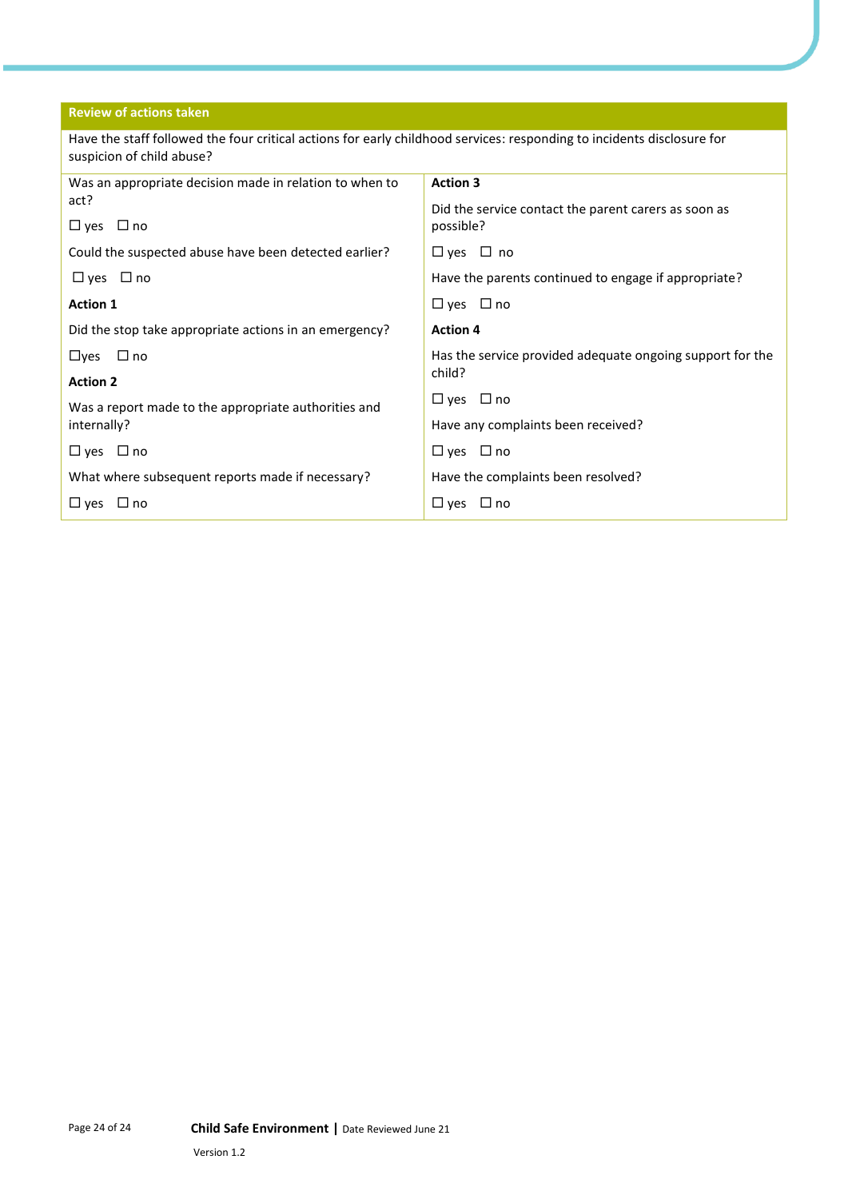| Review of actions taken | |
|---|---|
| Have the staff followed the four critical actions for early childhood services: responding to incidents disclosure for suspicion of child abuse? | |
| Was an appropriate decision made in relation to when to act?<br><br>☐ yes ☐ no<br><br>Could the suspected abuse have been detected earlier?<br><br>☐ yes ☐ no<br><br>**Action 1**<br><br>Did the stop take appropriate actions in an emergency?<br><br>☐yes ☐ no<br><br>**Action 2**<br><br>Was a report made to the appropriate authorities and internally?<br><br>☐ yes ☐ no<br><br>What where subsequent reports made if necessary?<br><br>☐ yes ☐ no | **Action 3**<br><br>Did the service contact the parent carers as soon as possible?<br><br>☐ yes ☐ no<br><br>Have the parents continued to engage if appropriate?<br><br>☐ yes ☐ no<br><br>**Action 4**<br><br>Has the service provided adequate ongoing support for the child?<br><br>☐ yes ☐ no<br><br>Have any complaints been received?<br><br>☐ yes ☐ no<br><br>Have the complaints been resolved?<br><br>☐ yes ☐ no |